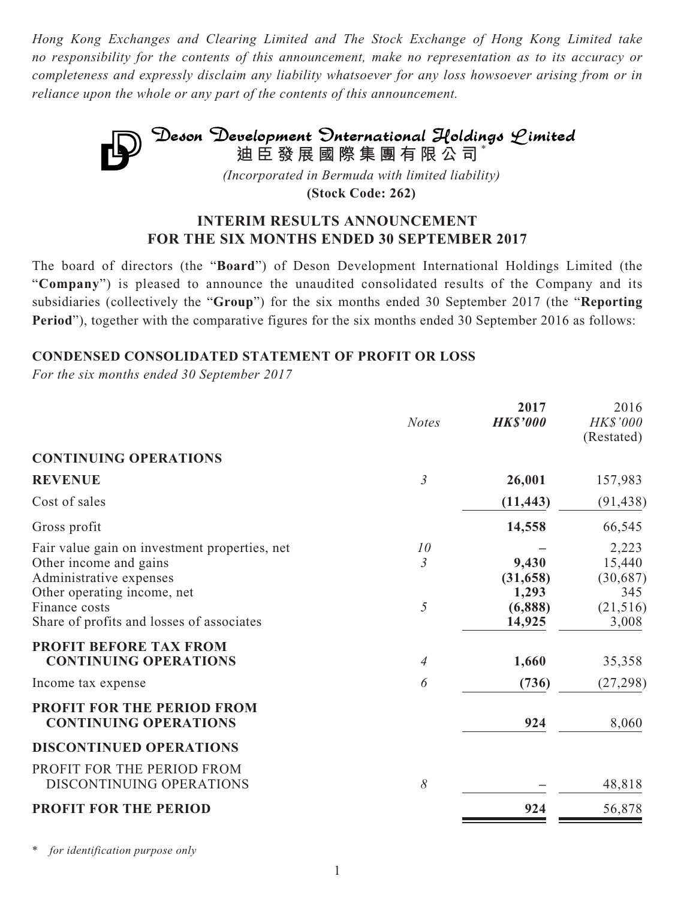*Hong Kong Exchanges and Clearing Limited and The Stock Exchange of Hong Kong Limited take no responsibility for the contents of this announcement, make no representation as to its accuracy or completeness and expressly disclaim any liability whatsoever for any loss howsoever arising from or in reliance upon the whole or any part of the contents of this announcement.*

# Deson Development International Holdings Limited

**迪臣發展國際集團有限公司***

*(Incorporated in Bermuda with limited liability)*

**(Stock Code: 262)**

## INTERIM RESULTS ANNOUNCEMENT FOR THE SIX MONTHS ENDED 30 SEPTEMBER 2017

The board of directors (the "**Board**") of Deson Development International Holdings Limited (the "**Company**") is pleased to announce the unaudited consolidated results of the Company and its subsidiaries (collectively the "**Group**") for the six months ended 30 September 2017 (the "**Reporting Period**"), together with the comparative figures for the six months ended 30 September 2016 as follows:

### CONDENSED CONSOLIDATED STATEMENT OF PROFIT OR LOSS

*For the six months ended 30 September 2017*

| | *Notes* | **2017** *HK$'000* | 2016 *HK$'000* (Restated) |
|---|---|---|---|
| **CONTINUING OPERATIONS** | | | |
| **REVENUE** | *3* | **26,001** | 157,983 |
| Cost of sales | | **(11,443)** | (91,438) |
| Gross profit | | **14,558** | 66,545 |
| Fair value gain on investment properties, net | *10* | **–** | 2,223 |
| Other income and gains | *3* | **9,430** | 15,440 |
| Administrative expenses | | **(31,658)** | (30,687) |
| Other operating income, net | | **1,293** | 345 |
| Finance costs | *5* | **(6,888)** | (21,516) |
| Share of profits and losses of associates | | **14,925** | 3,008 |
| **PROFIT BEFORE TAX FROM CONTINUING OPERATIONS** | *4* | **1,660** | 35,358 |
| Income tax expense | *6* | **(736)** | (27,298) |
| **PROFIT FOR THE PERIOD FROM CONTINUING OPERATIONS** | | **924** | 8,060 |
| **DISCONTINUED OPERATIONS** | | | |
| PROFIT FOR THE PERIOD FROM DISCONTINUING OPERATIONS | *8* | **–** | 48,818 |
| **PROFIT FOR THE PERIOD** | | **924** | 56,878 |

\* *for identification purpose only*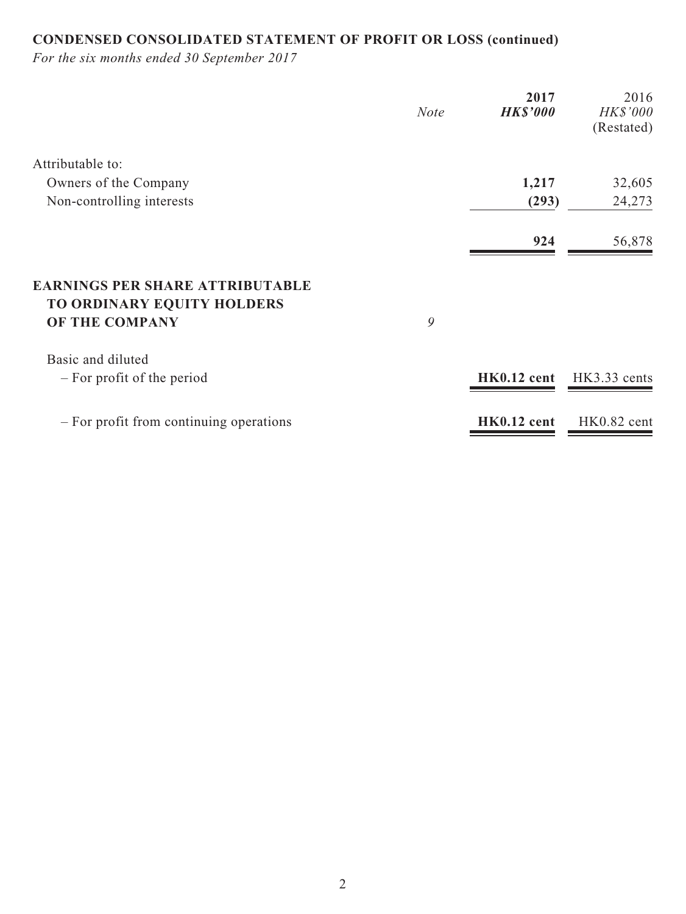**CONDENSED CONSOLIDATED STATEMENT OF PROFIT OR LOSS (continued)**

*For the six months ended 30 September 2017*

| | Note | 2017 HK$'000 | 2016 HK$'000 (Restated) |
|---|---|---|---|
| Attributable to: | | | |
| Owners of the Company | | **1,217** | 32,605 |
| Non-controlling interests | | **(293)** | 24,273 |
| | | **924** | 56,878 |
| **EARNINGS PER SHARE ATTRIBUTABLE TO ORDINARY EQUITY HOLDERS OF THE COMPANY** | 9 | | |
| Basic and diluted | | | |
| – For profit of the period | | **HK0.12 cent** | HK3.33 cents |
| – For profit from continuing operations | | **HK0.12 cent** | HK0.82 cent |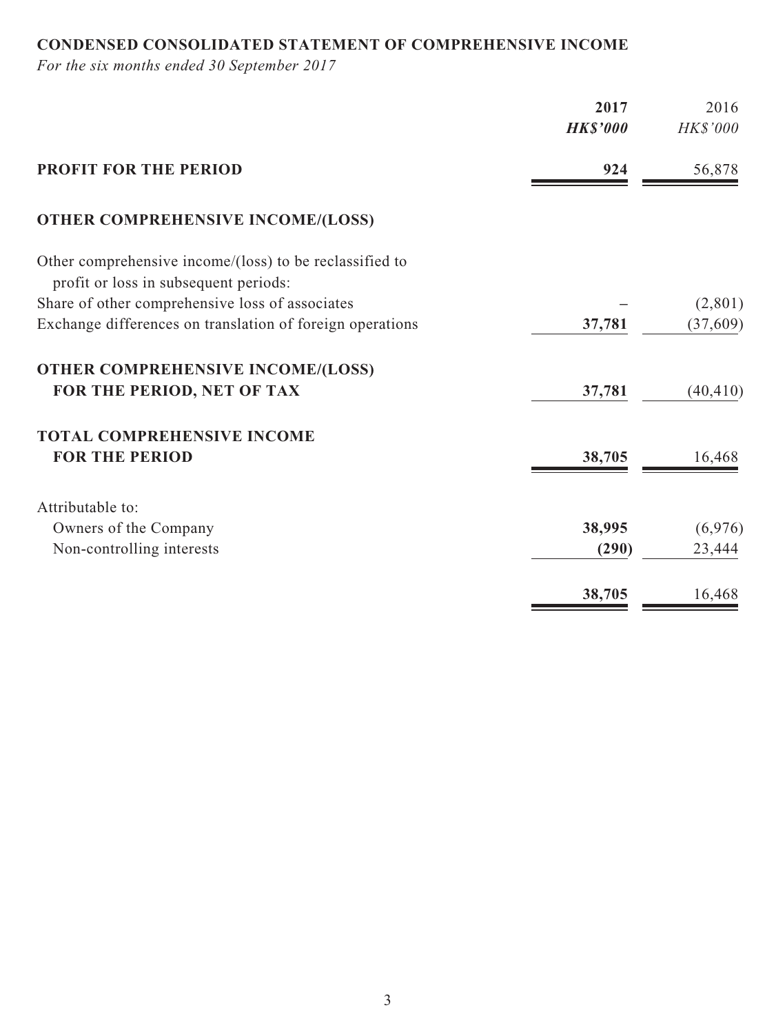**CONDENSED CONSOLIDATED STATEMENT OF COMPREHENSIVE INCOME**

*For the six months ended 30 September 2017*

| | **2017** | 2016 |
|---|---|---|
| | ***HK$'000*** | *HK$'000* |
| **PROFIT FOR THE PERIOD** | **924** | 56,878 |
| **OTHER COMPREHENSIVE INCOME/(LOSS)** | | |
| Other comprehensive income/(loss) to be reclassified to profit or loss in subsequent periods: | | |
| Share of other comprehensive loss of associates | – | (2,801) |
| Exchange differences on translation of foreign operations | **37,781** | (37,609) |
| **OTHER COMPREHENSIVE INCOME/(LOSS) FOR THE PERIOD, NET OF TAX** | **37,781** | (40,410) |
| **TOTAL COMPREHENSIVE INCOME FOR THE PERIOD** | **38,705** | 16,468 |
| Attributable to: | | |
| Owners of the Company | **38,995** | (6,976) |
| Non-controlling interests | **(290)** | 23,444 |
| | **38,705** | 16,468 |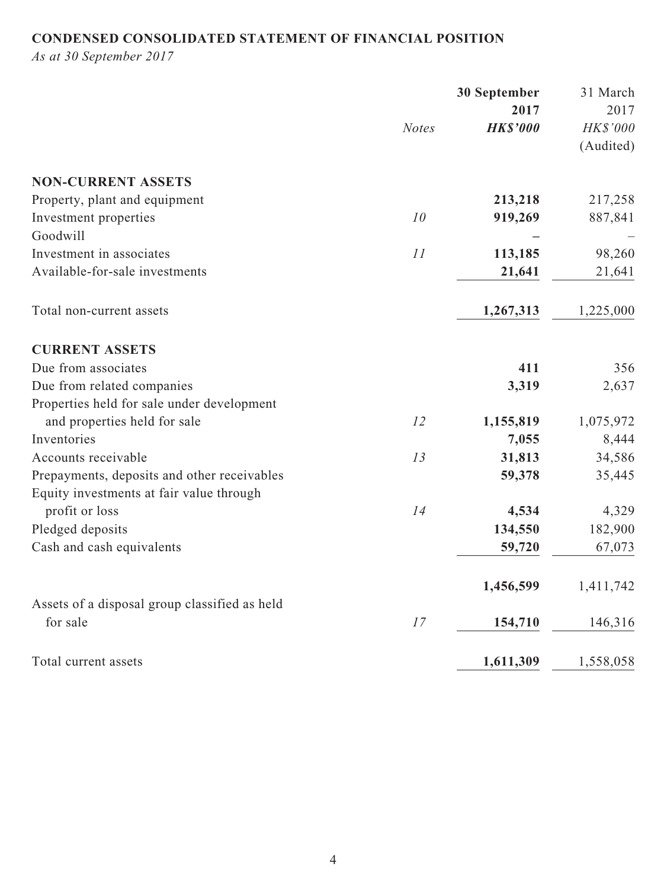**CONDENSED CONSOLIDATED STATEMENT OF FINANCIAL POSITION**

*As at 30 September 2017*

| | Notes | 30 September 2017 HK$'000 | 31 March 2017 HK$'000 (Audited) |
|---|---|---|---|
| **NON-CURRENT ASSETS** | | | |
| Property, plant and equipment | | **213,218** | 217,258 |
| Investment properties | *10* | **919,269** | 887,841 |
| Goodwill | | **–** | – |
| Investment in associates | *11* | **113,185** | 98,260 |
| Available-for-sale investments | | **21,641** | 21,641 |
| Total non-current assets | | **1,267,313** | 1,225,000 |
| **CURRENT ASSETS** | | | |
| Due from associates | | **411** | 356 |
| Due from related companies | | **3,319** | 2,637 |
| Properties held for sale under development and properties held for sale | *12* | **1,155,819** | 1,075,972 |
| Inventories | | **7,055** | 8,444 |
| Accounts receivable | *13* | **31,813** | 34,586 |
| Prepayments, deposits and other receivables | | **59,378** | 35,445 |
| Equity investments at fair value through profit or loss | *14* | **4,534** | 4,329 |
| Pledged deposits | | **134,550** | 182,900 |
| Cash and cash equivalents | | **59,720** | 67,073 |
| | | **1,456,599** | 1,411,742 |
| Assets of a disposal group classified as held for sale | *17* | **154,710** | 146,316 |
| Total current assets | | **1,611,309** | 1,558,058 |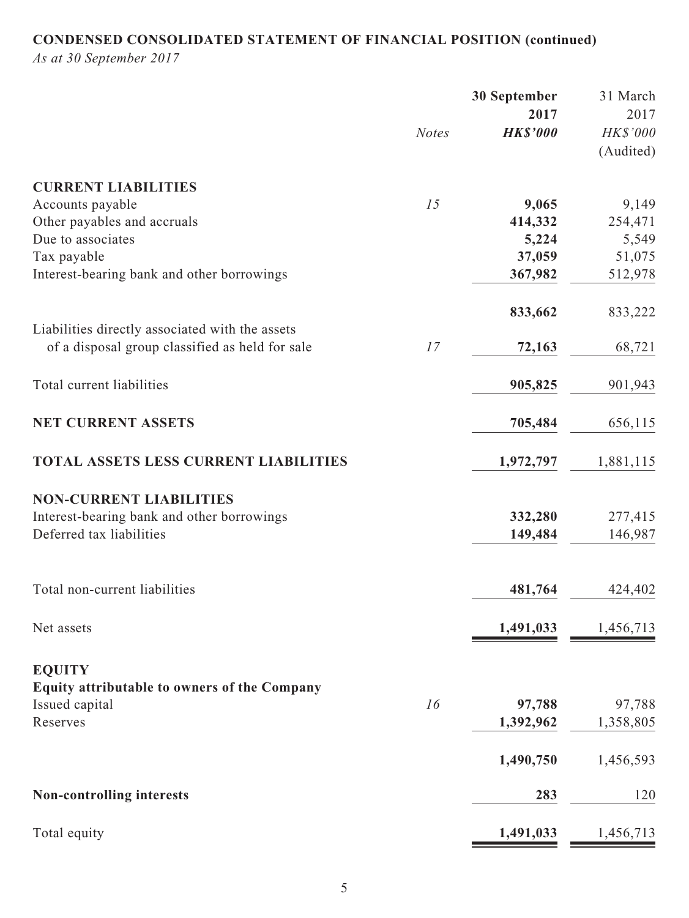**CONDENSED CONSOLIDATED STATEMENT OF FINANCIAL POSITION (continued)**

*As at 30 September 2017*

| | *Notes* | **30 September 2017** **HK$'000** | 31 March 2017 HK$'000 (Audited) |
|---|---|---|---|
| **CURRENT LIABILITIES** | | | |
| Accounts payable | *15* | **9,065** | 9,149 |
| Other payables and accruals | | **414,332** | 254,471 |
| Due to associates | | **5,224** | 5,549 |
| Tax payable | | **37,059** | 51,075 |
| Interest-bearing bank and other borrowings | | **367,982** | 512,978 |
| | | **833,662** | 833,222 |
| Liabilities directly associated with the assets of a disposal group classified as held for sale | *17* | **72,163** | 68,721 |
| Total current liabilities | | **905,825** | 901,943 |
| **NET CURRENT ASSETS** | | **705,484** | 656,115 |
| **TOTAL ASSETS LESS CURRENT LIABILITIES** | | **1,972,797** | 1,881,115 |
| **NON-CURRENT LIABILITIES** | | | |
| Interest-bearing bank and other borrowings | | **332,280** | 277,415 |
| Deferred tax liabilities | | **149,484** | 146,987 |
| Total non-current liabilities | | **481,764** | 424,402 |
| Net assets | | **1,491,033** | 1,456,713 |
| **EQUITY** | | | |
| **Equity attributable to owners of the Company** | | | |
| Issued capital | *16* | **97,788** | 97,788 |
| Reserves | | **1,392,962** | 1,358,805 |
| | | **1,490,750** | 1,456,593 |
| **Non-controlling interests** | | **283** | 120 |
| Total equity | | **1,491,033** | 1,456,713 |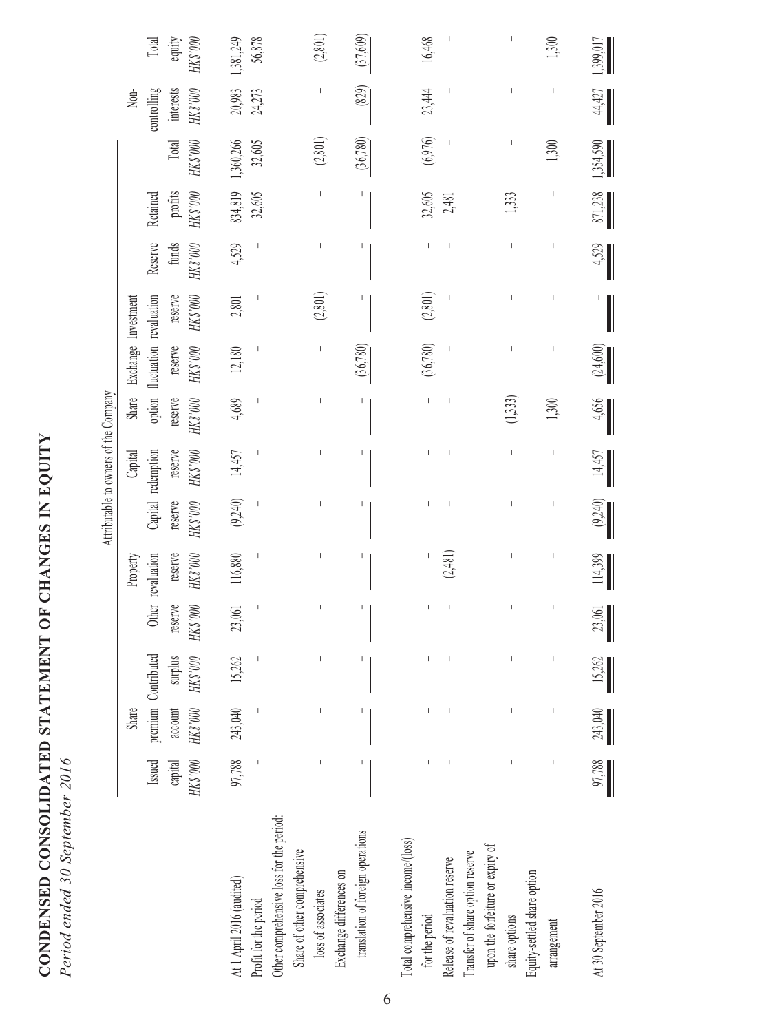# CONDENSED CONSOLIDATED STATEMENT OF CHANGES IN EQUITY

*Period ended 30 September 2016*

| | Attributable to owners of the Company | | | | | | | | | | | | | | |
|---|---|---|---|---|---|---|---|---|---|---|---|---|---|---|---|
| | Issued capital | Share premium account | Contributed surplus | Other reserve | Property revaluation reserve | Capital reserve | Capital redemption reserve | Share option reserve | Exchange fluctuation reserve | Investment revaluation reserve | Reserve funds | Retained profits | Total | Non-controlling interests | Total equity |
| | *HK$'000* | *HK$'000* | *HK$'000* | *HK$'000* | *HK$'000* | *HK$'000* | *HK$'000* | *HK$'000* | *HK$'000* | *HK$'000* | *HK$'000* | *HK$'000* | *HK$'000* | *HK$'000* | *HK$'000* |
| At 1 April 2016 (audited) | 97,788 | 243,040 | 15,262 | 23,061 | 116,880 | (9,240) | 14,457 | 4,689 | 12,180 | 2,801 | 4,529 | 834,819 | 1,360,266 | 20,983 | 1,381,249 |
| Profit for the period | – | – | – | – | – | – | – | – | – | – | – | 32,605 | 32,605 | 24,273 | 56,878 |
| Other comprehensive loss for the period: | | | | | | | | | | | | | | | |
| Share of other comprehensive loss of associates | – | – | – | – | – | – | – | – | – | (2,801) | – | – | (2,801) | – | (2,801) |
| Exchange differences on translation of foreign operations | – | – | – | – | – | – | – | – | (36,780) | – | – | – | (36,780) | (829) | (37,609) |
| Total comprehensive income/(loss) for the period | – | – | – | – | – | – | – | – | (36,780) | (2,801) | – | 32,605 | (6,976) | 23,444 | 16,468 |
| Release of revaluation reserve | – | – | – | – | (2,481) | – | – | – | – | – | – | 2,481 | – | – | – |
| Transfer of share option reserve upon the forfeiture or expiry of share options | – | – | – | – | – | – | – | (1,333) | – | – | – | 1,333 | – | – | – |
| Equity-settled share option arrangement | – | – | – | – | – | – | – | 1,300 | – | – | – | – | 1,300 | – | 1,300 |
| At 30 September 2016 | 97,788 | 243,040 | 15,262 | 23,061 | 114,399 | (9,240) | 14,457 | 4,656 | (24,600) | – | 4,529 | 871,238 | 1,354,590 | 44,427 | 1,399,017 |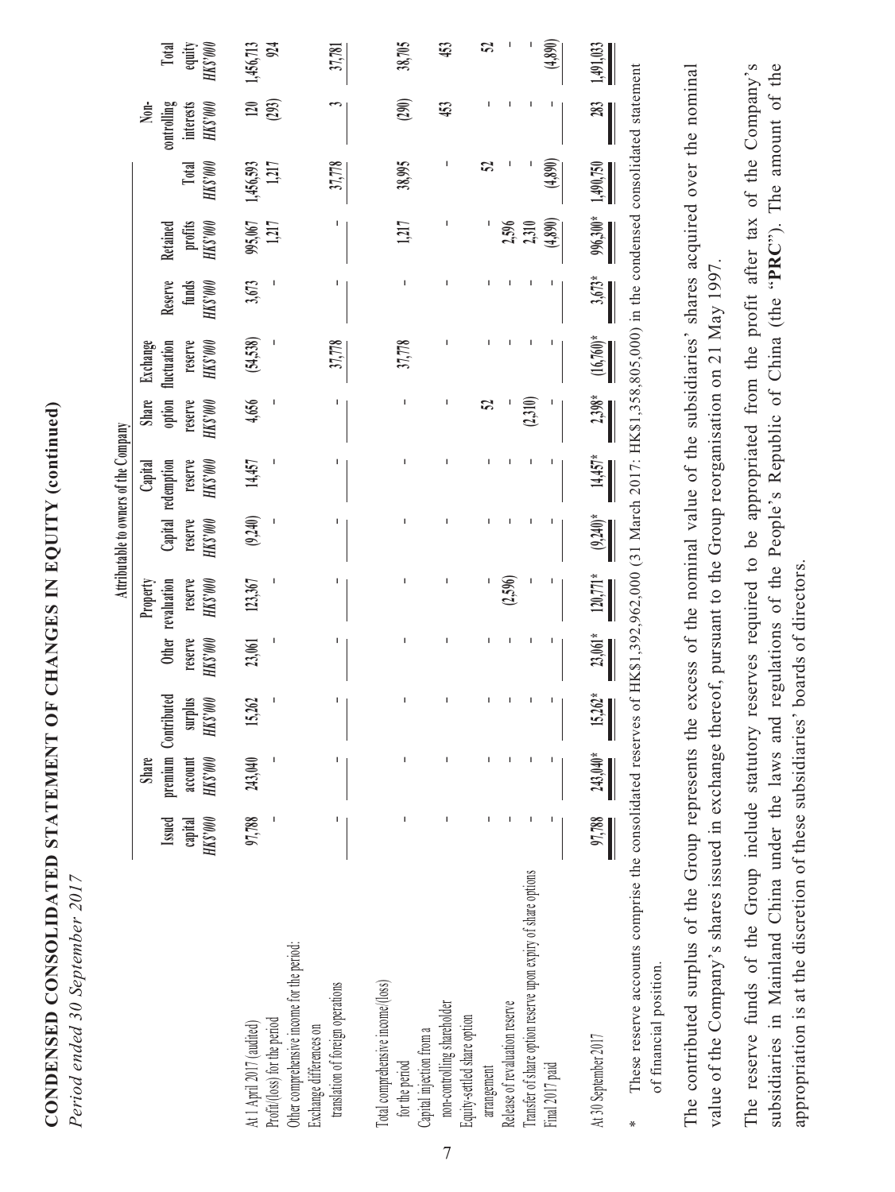# CONDENSED CONSOLIDATED STATEMENT OF CHANGES IN EQUITY (continued)

*Period ended 30 September 2017*

| | Attributable to owners of the Company | | | | | | | | | | | | | | |
|---|---|---|---|---|---|---|---|---|---|---|---|---|---|---|---|
| | Issued capital HK$'000 | Share premium account HK$'000 | Contributed surplus HK$'000 | Other reserve HK$'000 | Property revaluation reserve HK$'000 | Capital reserve HK$'000 | Capital redemption reserve HK$'000 | Share option reserve HK$'000 | Exchange fluctuation reserve HK$'000 | Reserve funds HK$'000 | Retained profits HK$'000 | Total HK$'000 | Non-controlling interests HK$'000 | Total equity HK$'000 |
| At 1 April 2017 (audited) | 97,788 | 243,040 | 15,262 | 23,061 | 123,367 | (9,240) | 14,457 | 4,656 | (54,538) | 3,673 | 995,067 | 1,456,593 | 120 | 1,456,713 |
| Profit/(loss) for the period | - | - | - | - | - | - | - | - | - | - | 1,217 | 1,217 | (293) | 924 |
| Other comprehensive income for the period: | | | | | | | | | | | | | | |
| Exchange differences on translation of foreign operations | - | - | - | - | - | - | - | - | 37,778 | - | - | 37,778 | 3 | 37,781 |
| Total comprehensive income/(loss) for the period | - | - | - | - | - | - | - | - | 37,778 | - | 1,217 | 38,995 | (290) | 38,705 |
| Capital injection from a non-controlling shareholder | - | - | - | - | - | - | - | - | - | - | - | - | 453 | 453 |
| Equity-settled share option arrangement | - | - | - | - | - | - | - | 52 | - | - | - | 52 | - | 52 |
| Release of revaluation reserve | - | - | - | - | (2,596) | - | - | - | - | - | 2,596 | - | - | - |
| Transfer of share option reserve upon expiry of share options | - | - | - | - | - | - | - | (2,310) | - | - | 2,310 | - | - | - |
| Final 2017 paid | - | - | - | - | - | - | - | - | - | - | (4,890) | (4,890) | - | (4,890) |
| At 30 September 2017 | 97,788 | 243,040* | 15,262* | 23,061* | 120,771* | (9,240)* | 14,457* | 2,398* | (16,760)* | 3,673* | 996,300* | 1,490,750 | 283 | 1,491,033 |

\* These reserve accounts comprise the consolidated reserves of HK$1,392,962,000 (31 March 2017: HK$1,358,805,000) in the condensed consolidated statement of financial position.

The contributed surplus of the Group represents the excess of the nominal value of the subsidiaries' shares acquired over the nominal value of the Company's shares issued in exchange thereof, pursuant to the Group reorganisation on 21 May 1997.

The reserve funds of the Group include statutory reserves required to be appropriated from the profit after tax of the Company's subsidiaries in Mainland China under the laws and regulations of the People's Republic of China (the "**PRC**"). The amount of the appropriation is at the discretion of these subsidiaries' boards of directors.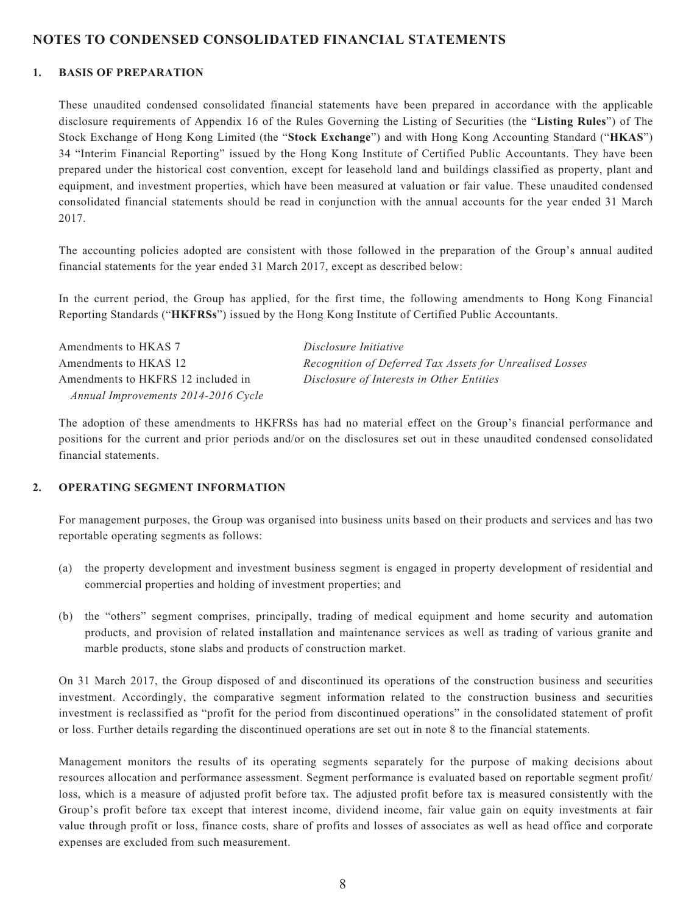## NOTES TO CONDENSED CONSOLIDATED FINANCIAL STATEMENTS

### 1. BASIS OF PREPARATION

These unaudited condensed consolidated financial statements have been prepared in accordance with the applicable disclosure requirements of Appendix 16 of the Rules Governing the Listing of Securities (the "**Listing Rules**") of The Stock Exchange of Hong Kong Limited (the "**Stock Exchange**") and with Hong Kong Accounting Standard ("**HKAS**") 34 "Interim Financial Reporting" issued by the Hong Kong Institute of Certified Public Accountants. They have been prepared under the historical cost convention, except for leasehold land and buildings classified as property, plant and equipment, and investment properties, which have been measured at valuation or fair value. These unaudited condensed consolidated financial statements should be read in conjunction with the annual accounts for the year ended 31 March 2017.

The accounting policies adopted are consistent with those followed in the preparation of the Group's annual audited financial statements for the year ended 31 March 2017, except as described below:

In the current period, the Group has applied, for the first time, the following amendments to Hong Kong Financial Reporting Standards ("**HKFRSs**") issued by the Hong Kong Institute of Certified Public Accountants.

| | |
|---|---|
| Amendments to HKAS 7 | *Disclosure Initiative* |
| Amendments to HKAS 12 | *Recognition of Deferred Tax Assets for Unrealised Losses* |
| Amendments to HKFRS 12 included in *Annual Improvements 2014-2016 Cycle* | *Disclosure of Interests in Other Entities* |

The adoption of these amendments to HKFRSs has had no material effect on the Group's financial performance and positions for the current and prior periods and/or on the disclosures set out in these unaudited condensed consolidated financial statements.

### 2. OPERATING SEGMENT INFORMATION

For management purposes, the Group was organised into business units based on their products and services and has two reportable operating segments as follows:

(a) the property development and investment business segment is engaged in property development of residential and commercial properties and holding of investment properties; and

(b) the "others" segment comprises, principally, trading of medical equipment and home security and automation products, and provision of related installation and maintenance services as well as trading of various granite and marble products, stone slabs and products of construction market.

On 31 March 2017, the Group disposed of and discontinued its operations of the construction business and securities investment. Accordingly, the comparative segment information related to the construction business and securities investment is reclassified as "profit for the period from discontinued operations" in the consolidated statement of profit or loss. Further details regarding the discontinued operations are set out in note 8 to the financial statements.

Management monitors the results of its operating segments separately for the purpose of making decisions about resources allocation and performance assessment. Segment performance is evaluated based on reportable segment profit/loss, which is a measure of adjusted profit before tax. The adjusted profit before tax is measured consistently with the Group's profit before tax except that interest income, dividend income, fair value gain on equity investments at fair value through profit or loss, finance costs, share of profits and losses of associates as well as head office and corporate expenses are excluded from such measurement.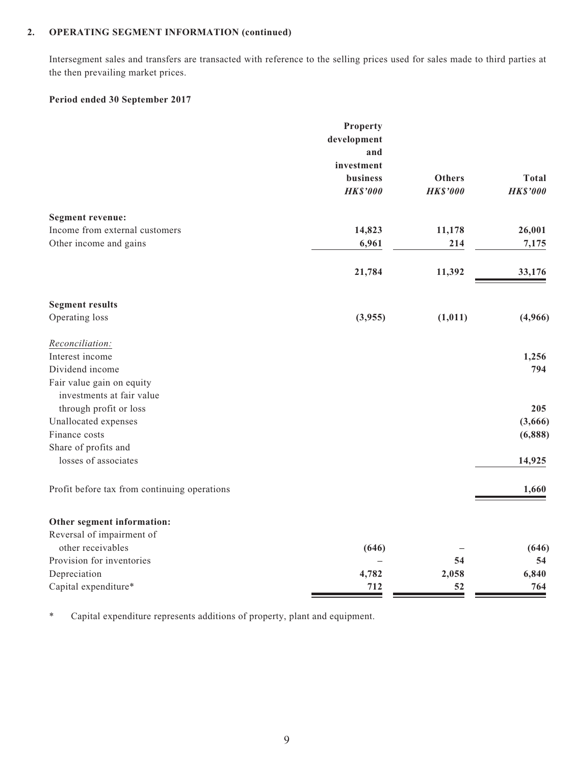## 2. OPERATING SEGMENT INFORMATION (continued)

Intersegment sales and transfers are transacted with reference to the selling prices used for sales made to third parties at the then prevailing market prices.

### Period ended 30 September 2017

| | Property development and investment business *HK$'000* | Others *HK$'000* | Total *HK$'000* |
|---|---|---|---|
| **Segment revenue:** | | | |
| Income from external customers | **14,823** | **11,178** | **26,001** |
| Other income and gains | **6,961** | **214** | **7,175** |
| | **21,784** | **11,392** | **33,176** |
| **Segment results** | | | |
| Operating loss | **(3,955)** | **(1,011)** | **(4,966)** |
| *Reconciliation:* | | | |
| Interest income | | | **1,256** |
| Dividend income | | | **794** |
| Fair value gain on equity investments at fair value through profit or loss | | | **205** |
| Unallocated expenses | | | **(3,666)** |
| Finance costs | | | **(6,888)** |
| Share of profits and losses of associates | | | **14,925** |
| Profit before tax from continuing operations | | | **1,660** |
| **Other segment information:** | | | |
| Reversal of impairment of other receivables | **(646)** | **–** | **(646)** |
| Provision for inventories | **–** | **54** | **54** |
| Depreciation | **4,782** | **2,058** | **6,840** |
| Capital expenditure* | **712** | **52** | **764** |

\* Capital expenditure represents additions of property, plant and equipment.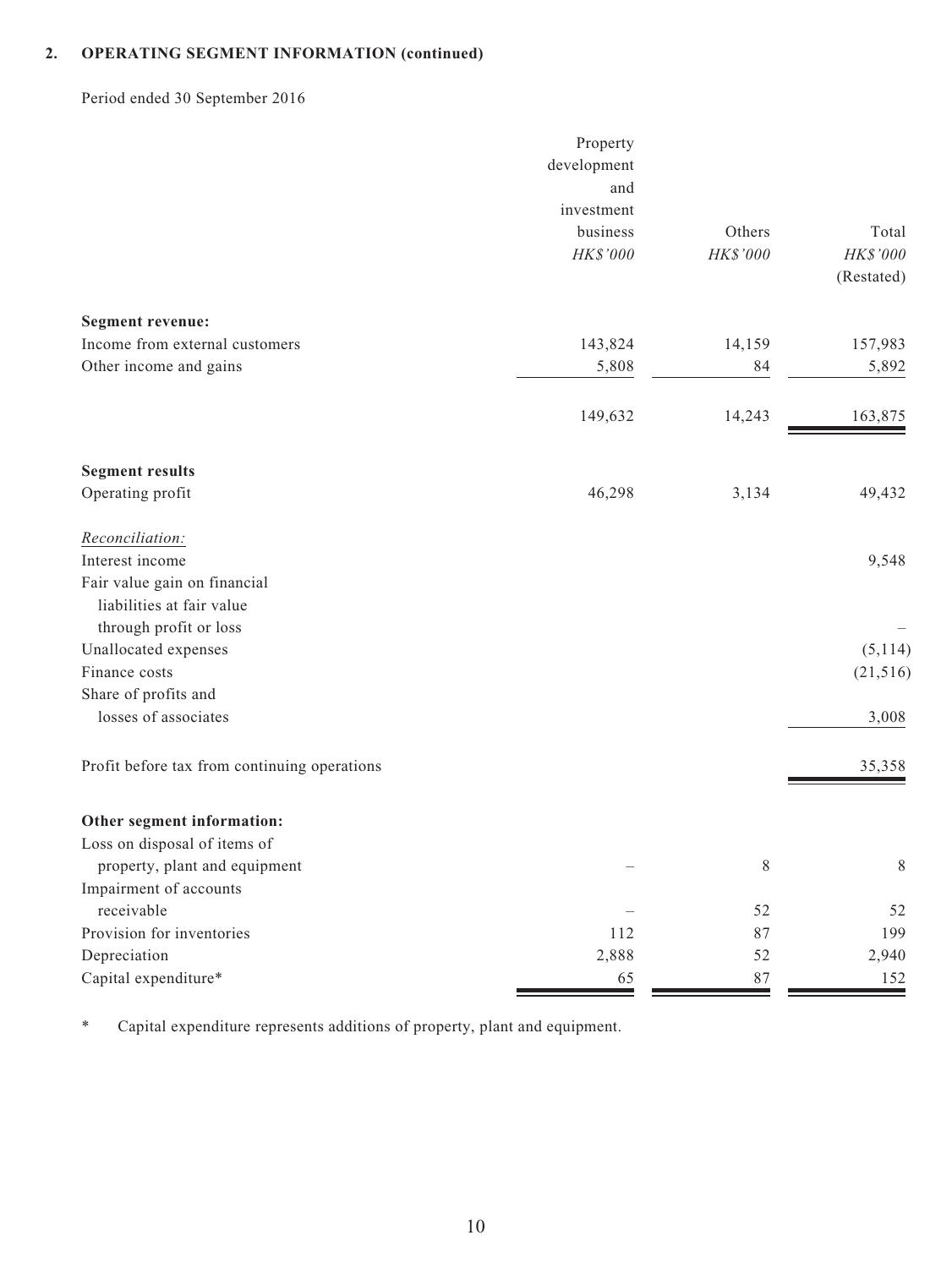## 2. OPERATING SEGMENT INFORMATION (continued)

Period ended 30 September 2016

| | Property development and investment business | Others | Total |
|---|---|---|---|
| | *HK$'000* | *HK$'000* | *HK$'000* (Restated) |
| **Segment revenue:** | | | |
| Income from external customers | 143,824 | 14,159 | 157,983 |
| Other income and gains | 5,808 | 84 | 5,892 |
| | 149,632 | 14,243 | 163,875 |
| **Segment results** | | | |
| Operating profit | 46,298 | 3,134 | 49,432 |
| *Reconciliation:* | | | |
| Interest income | | | 9,548 |
| Fair value gain on financial liabilities at fair value through profit or loss | | | – |
| Unallocated expenses | | | (5,114) |
| Finance costs | | | (21,516) |
| Share of profits and losses of associates | | | 3,008 |
| Profit before tax from continuing operations | | | 35,358 |
| **Other segment information:** | | | |
| Loss on disposal of items of property, plant and equipment | – | 8 | 8 |
| Impairment of accounts receivable | – | 52 | 52 |
| Provision for inventories | 112 | 87 | 199 |
| Depreciation | 2,888 | 52 | 2,940 |
| Capital expenditure* | 65 | 87 | 152 |

\* Capital expenditure represents additions of property, plant and equipment.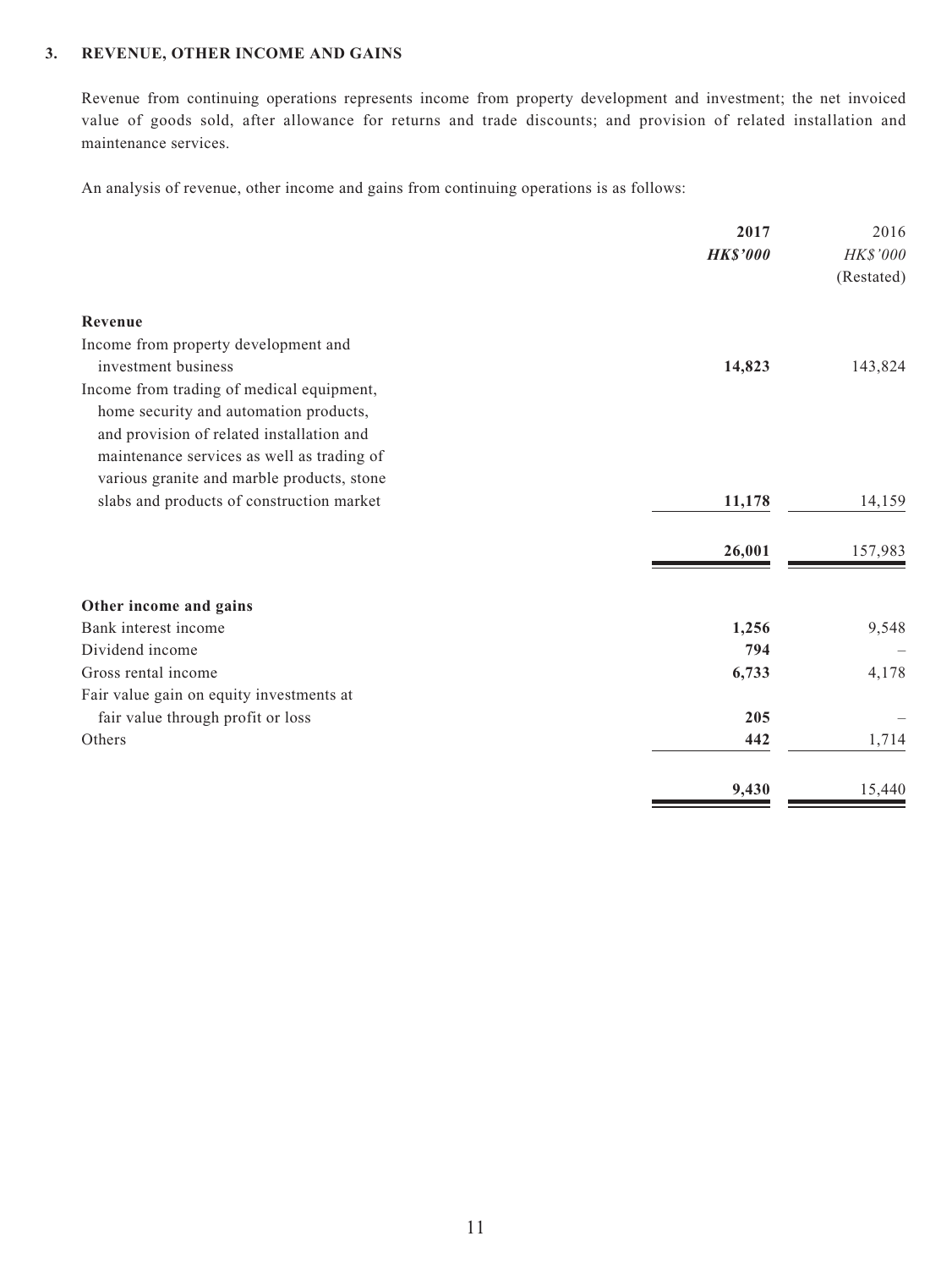### 3. REVENUE, OTHER INCOME AND GAINS

Revenue from continuing operations represents income from property development and investment; the net invoiced value of goods sold, after allowance for returns and trade discounts; and provision of related installation and maintenance services.

An analysis of revenue, other income and gains from continuing operations is as follows:

| | **2017** | 2016 |
|---|---|---|
| | ***HK$'000*** | *HK$'000* |
| | | (Restated) |
| **Revenue** | | |
| Income from property development and investment business | **14,823** | 143,824 |
| Income from trading of medical equipment, home security and automation products, and provision of related installation and maintenance services as well as trading of various granite and marble products, stone slabs and products of construction market | **11,178** | 14,159 |
| | **26,001** | 157,983 |
| **Other income and gains** | | |
| Bank interest income | **1,256** | 9,548 |
| Dividend income | **794** | – |
| Gross rental income | **6,733** | 4,178 |
| Fair value gain on equity investments at fair value through profit or loss | **205** | – |
| Others | **442** | 1,714 |
| | **9,430** | 15,440 |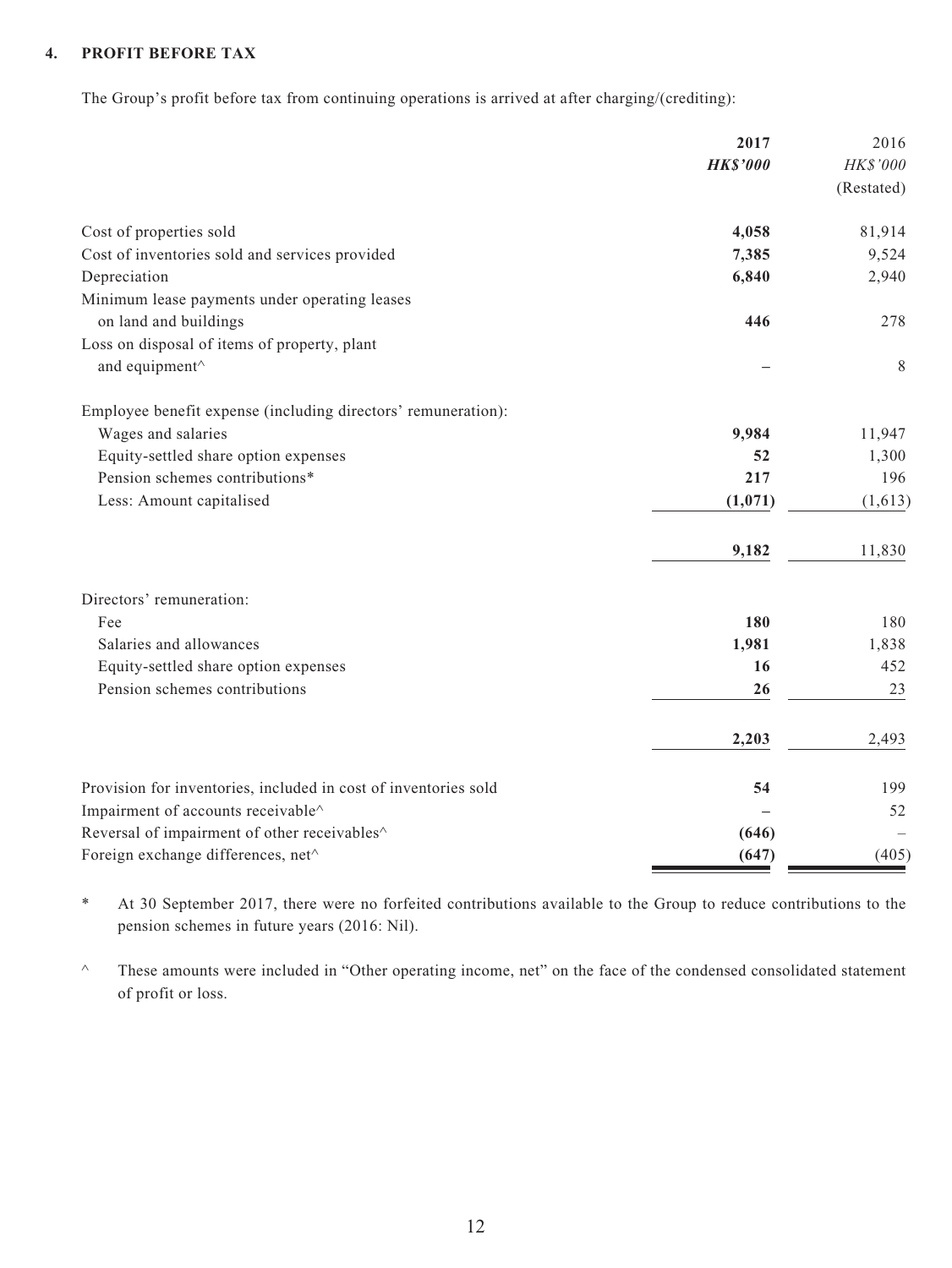## 4. PROFIT BEFORE TAX

The Group's profit before tax from continuing operations is arrived at after charging/(crediting):

| | **2017** | 2016 |
|---|---|---|
| | ***HK$'000*** | *HK$'000* |
| | | (Restated) |
| Cost of properties sold | **4,058** | 81,914 |
| Cost of inventories sold and services provided | **7,385** | 9,524 |
| Depreciation | **6,840** | 2,940 |
| Minimum lease payments under operating leases on land and buildings | **446** | 278 |
| Loss on disposal of items of property, plant and equipment^ | **–** | 8 |
| Employee benefit expense (including directors' remuneration): | | |
| Wages and salaries | **9,984** | 11,947 |
| Equity-settled share option expenses | **52** | 1,300 |
| Pension schemes contributions* | **217** | 196 |
| Less: Amount capitalised | **(1,071)** | (1,613) |
| | **9,182** | 11,830 |
| Directors' remuneration: | | |
| Fee | **180** | 180 |
| Salaries and allowances | **1,981** | 1,838 |
| Equity-settled share option expenses | **16** | 452 |
| Pension schemes contributions | **26** | 23 |
| | **2,203** | 2,493 |
| Provision for inventories, included in cost of inventories sold | **54** | 199 |
| Impairment of accounts receivable^ | **–** | 52 |
| Reversal of impairment of other receivables^ | **(646)** | – |
| Foreign exchange differences, net^ | **(647)** | (405) |

\* At 30 September 2017, there were no forfeited contributions available to the Group to reduce contributions to the pension schemes in future years (2016: Nil).

^ These amounts were included in "Other operating income, net" on the face of the condensed consolidated statement of profit or loss.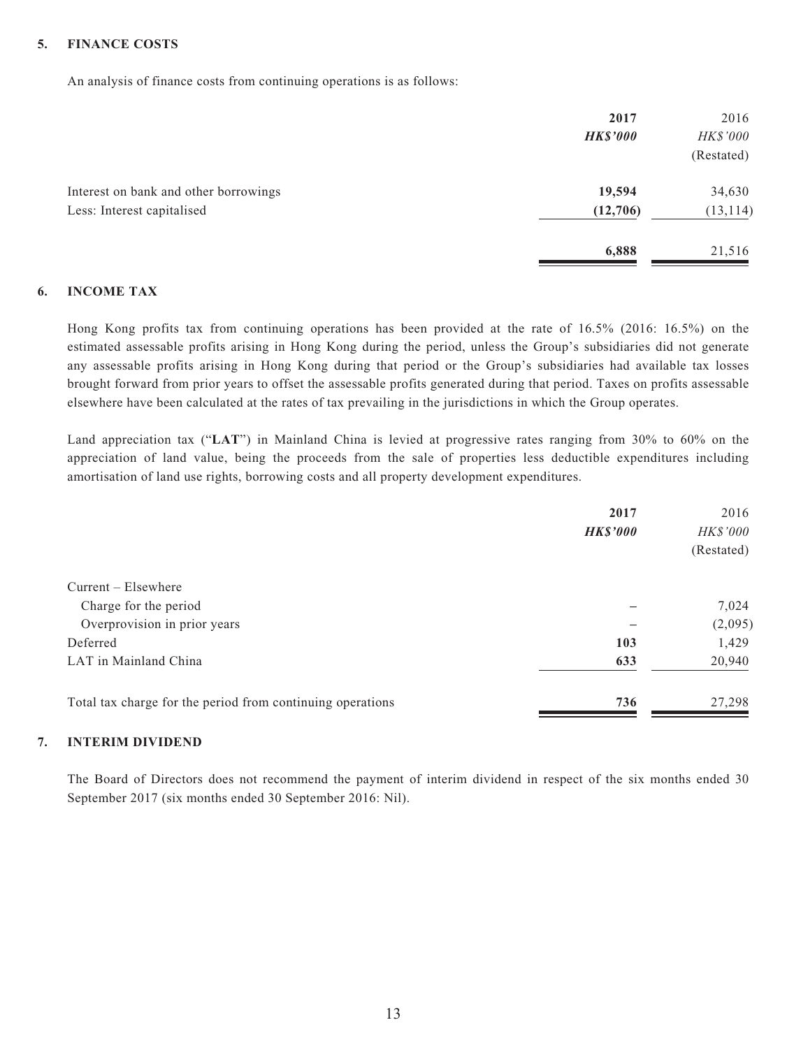## 5. FINANCE COSTS

An analysis of finance costs from continuing operations is as follows:

| | **2017** | 2016 |
|---|---|---|
| | ***HK$'000*** | *HK$'000* |
| | | (Restated) |
| Interest on bank and other borrowings | **19,594** | 34,630 |
| Less: Interest capitalised | **(12,706)** | (13,114) |
| | **6,888** | 21,516 |

## 6. INCOME TAX

Hong Kong profits tax from continuing operations has been provided at the rate of 16.5% (2016: 16.5%) on the estimated assessable profits arising in Hong Kong during the period, unless the Group's subsidiaries did not generate any assessable profits arising in Hong Kong during that period or the Group's subsidiaries had available tax losses brought forward from prior years to offset the assessable profits generated during that period. Taxes on profits assessable elsewhere have been calculated at the rates of tax prevailing in the jurisdictions in which the Group operates.

Land appreciation tax ("**LAT**") in Mainland China is levied at progressive rates ranging from 30% to 60% on the appreciation of land value, being the proceeds from the sale of properties less deductible expenditures including amortisation of land use rights, borrowing costs and all property development expenditures.

| | **2017** | 2016 |
|---|---|---|
| | ***HK$'000*** | *HK$'000* |
| | | (Restated) |
| Current – Elsewhere | | |
| Charge for the period | – | 7,024 |
| Overprovision in prior years | – | (2,095) |
| Deferred | **103** | 1,429 |
| LAT in Mainland China | **633** | 20,940 |
| Total tax charge for the period from continuing operations | **736** | 27,298 |

## 7. INTERIM DIVIDEND

The Board of Directors does not recommend the payment of interim dividend in respect of the six months ended 30 September 2017 (six months ended 30 September 2016: Nil).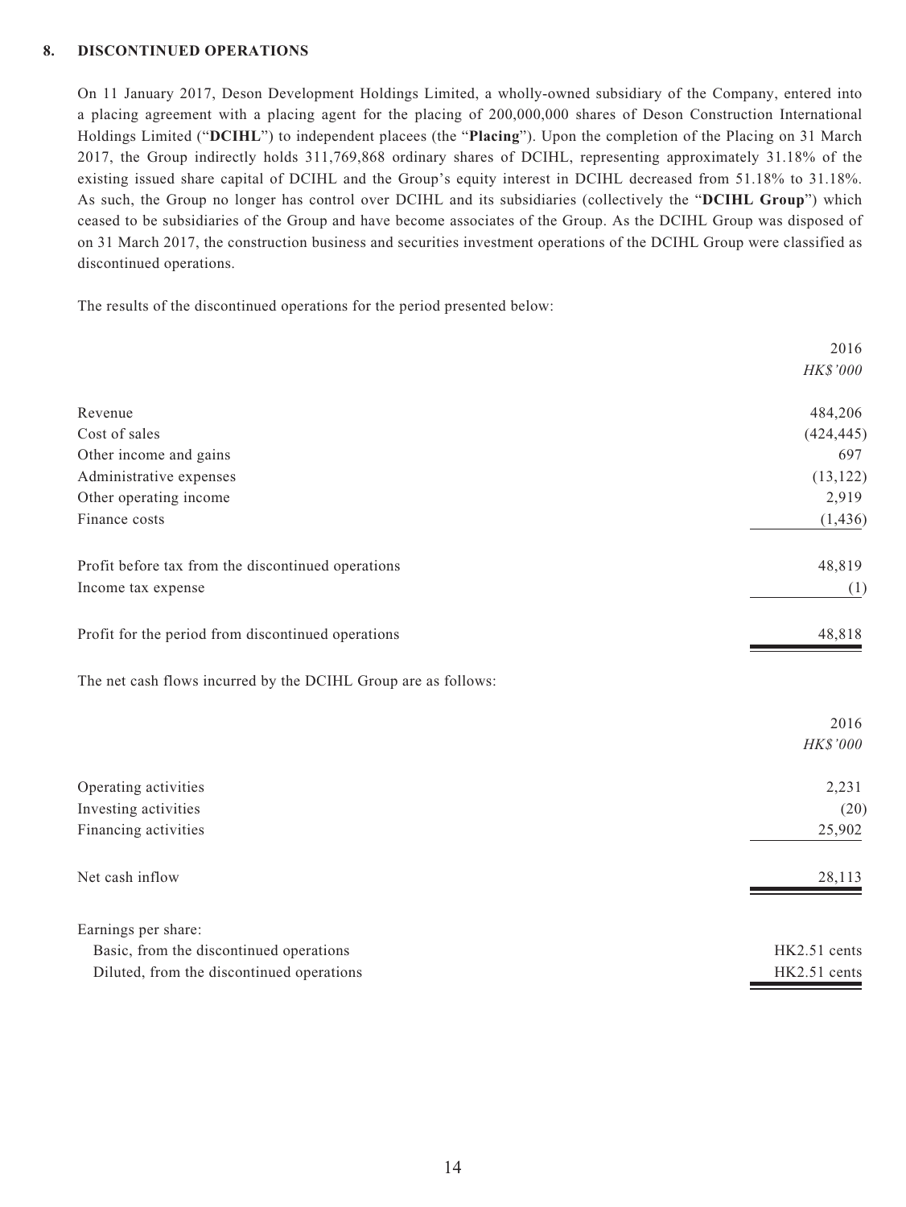## 8. DISCONTINUED OPERATIONS

On 11 January 2017, Deson Development Holdings Limited, a wholly-owned subsidiary of the Company, entered into a placing agreement with a placing agent for the placing of 200,000,000 shares of Deson Construction International Holdings Limited ("**DCIHL**") to independent placees (the "**Placing**"). Upon the completion of the Placing on 31 March 2017, the Group indirectly holds 311,769,868 ordinary shares of DCIHL, representing approximately 31.18% of the existing issued share capital of DCIHL and the Group's equity interest in DCIHL decreased from 51.18% to 31.18%. As such, the Group no longer has control over DCIHL and its subsidiaries (collectively the "**DCIHL Group**") which ceased to be subsidiaries of the Group and have become associates of the Group. As the DCIHL Group was disposed of on 31 March 2017, the construction business and securities investment operations of the DCIHL Group were classified as discontinued operations.

The results of the discontinued operations for the period presented below:

| | 2016 |
|---|---|
| | *HK$'000* |
| Revenue | 484,206 |
| Cost of sales | (424,445) |
| Other income and gains | 697 |
| Administrative expenses | (13,122) |
| Other operating income | 2,919 |
| Finance costs | (1,436) |
| Profit before tax from the discontinued operations | 48,819 |
| Income tax expense | (1) |
| Profit for the period from discontinued operations | 48,818 |

The net cash flows incurred by the DCIHL Group are as follows:

| | 2016 |
|---|---|
| | *HK$'000* |
| Operating activities | 2,231 |
| Investing activities | (20) |
| Financing activities | 25,902 |
| Net cash inflow | 28,113 |
| Earnings per share: | |
| Basic, from the discontinued operations | HK2.51 cents |
| Diluted, from the discontinued operations | HK2.51 cents |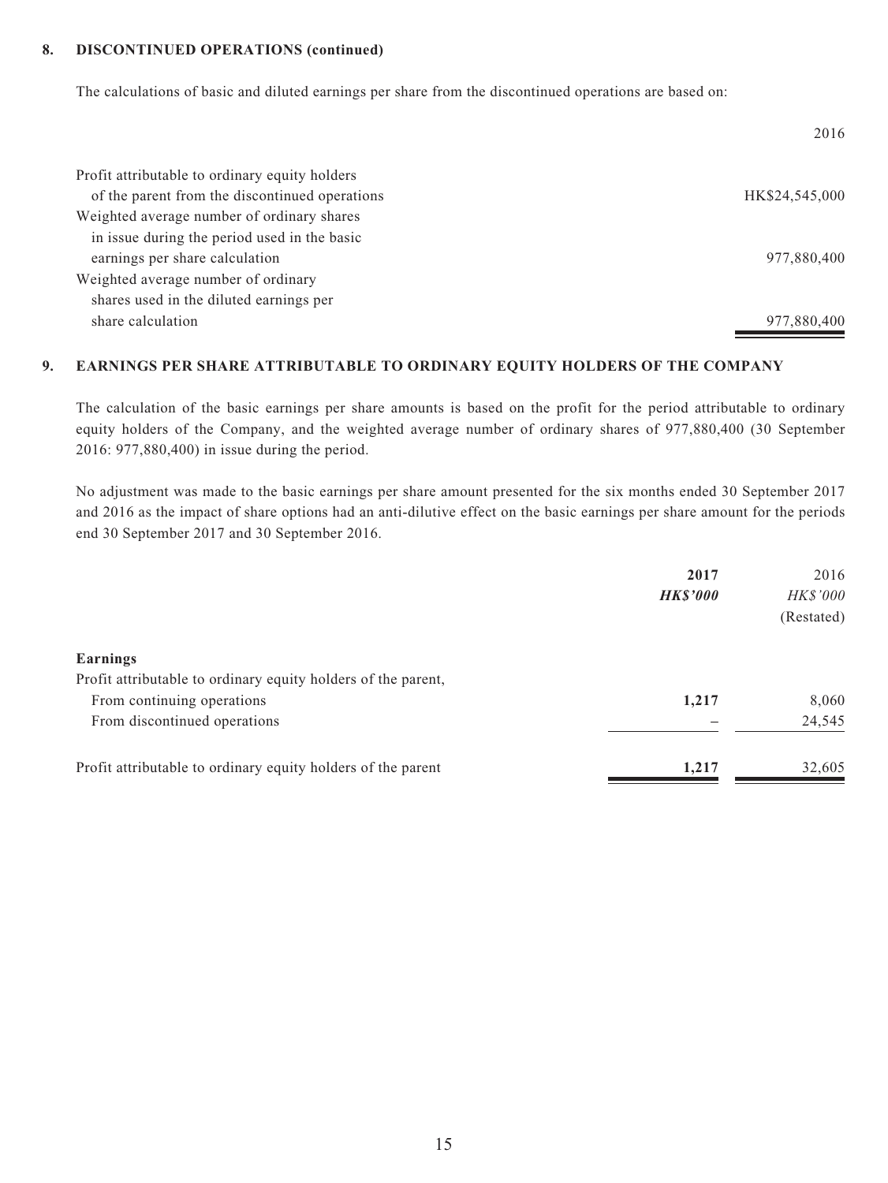## 8. DISCONTINUED OPERATIONS (continued)

The calculations of basic and diluted earnings per share from the discontinued operations are based on:

| | 2016 |
|---|---|
| Profit attributable to ordinary equity holders of the parent from the discontinued operations | HK$24,545,000 |
| Weighted average number of ordinary shares in issue during the period used in the basic earnings per share calculation | 977,880,400 |
| Weighted average number of ordinary shares used in the diluted earnings per share calculation | 977,880,400 |

## 9. EARNINGS PER SHARE ATTRIBUTABLE TO ORDINARY EQUITY HOLDERS OF THE COMPANY

The calculation of the basic earnings per share amounts is based on the profit for the period attributable to ordinary equity holders of the Company, and the weighted average number of ordinary shares of 977,880,400 (30 September 2016: 977,880,400) in issue during the period.

No adjustment was made to the basic earnings per share amount presented for the six months ended 30 September 2017 and 2016 as the impact of share options had an anti-dilutive effect on the basic earnings per share amount for the periods end 30 September 2017 and 30 September 2016.

| | **2017** | 2016 |
|---|---|---|
| | ***HK$'000*** | *HK$'000* |
| | | (Restated) |
| **Earnings** | | |
| Profit attributable to ordinary equity holders of the parent, | | |
| From continuing operations | **1,217** | 8,060 |
| From discontinued operations | – | 24,545 |
| Profit attributable to ordinary equity holders of the parent | **1,217** | 32,605 |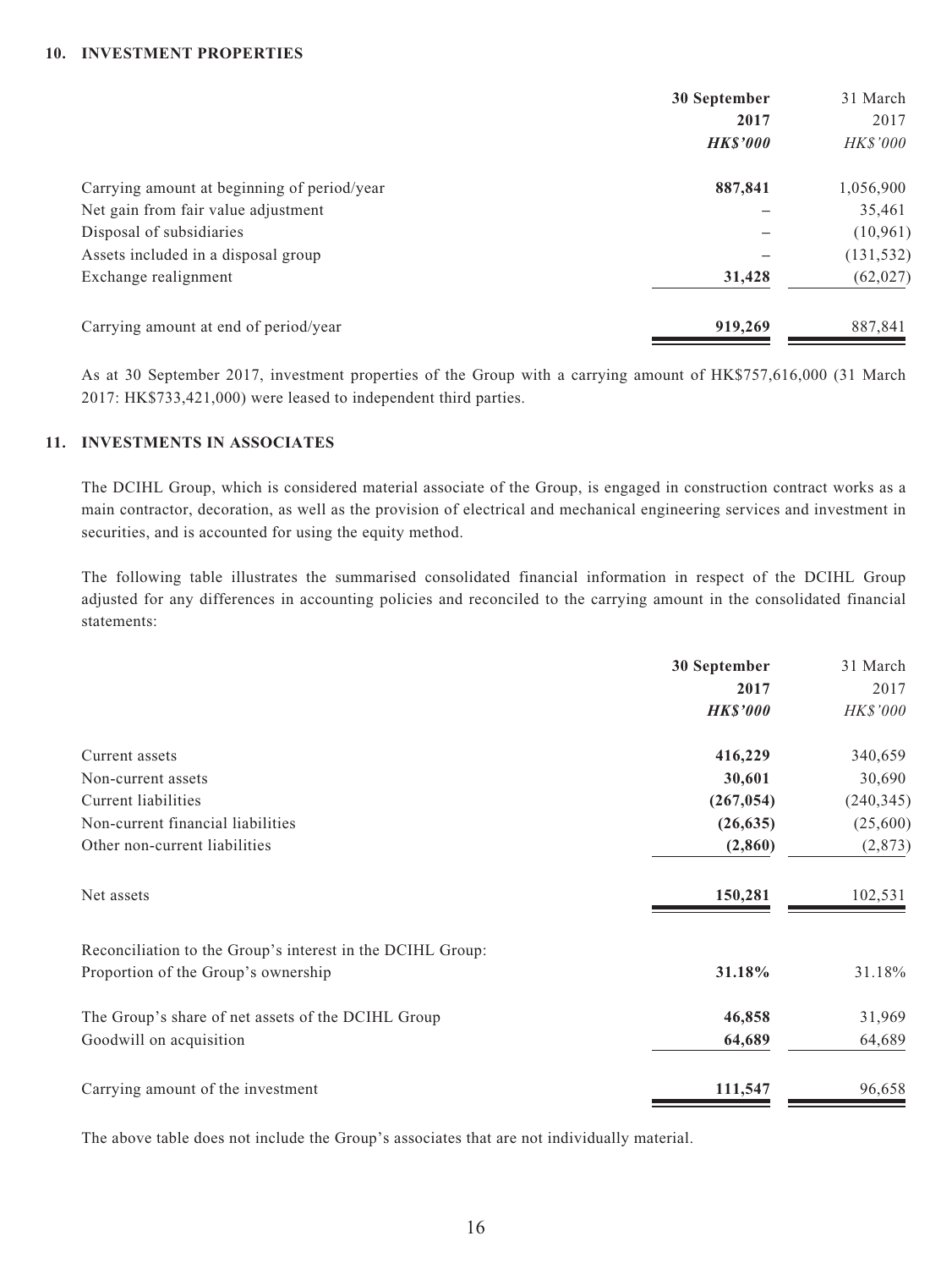## 10. INVESTMENT PROPERTIES

| | 30 September 2017 | 31 March 2017 |
|---|---|---|
| | ***HK$'000*** | *HK$'000* |
| Carrying amount at beginning of period/year | **887,841** | 1,056,900 |
| Net gain from fair value adjustment | – | 35,461 |
| Disposal of subsidiaries | – | (10,961) |
| Assets included in a disposal group | – | (131,532) |
| Exchange realignment | **31,428** | (62,027) |
| Carrying amount at end of period/year | **919,269** | 887,841 |

As at 30 September 2017, investment properties of the Group with a carrying amount of HK$757,616,000 (31 March 2017: HK$733,421,000) were leased to independent third parties.

## 11. INVESTMENTS IN ASSOCIATES

The DCIHL Group, which is considered material associate of the Group, is engaged in construction contract works as a main contractor, decoration, as well as the provision of electrical and mechanical engineering services and investment in securities, and is accounted for using the equity method.

The following table illustrates the summarised consolidated financial information in respect of the DCIHL Group adjusted for any differences in accounting policies and reconciled to the carrying amount in the consolidated financial statements:

| | 30 September 2017 | 31 March 2017 |
|---|---|---|
| | ***HK$'000*** | *HK$'000* |
| Current assets | **416,229** | 340,659 |
| Non-current assets | **30,601** | 30,690 |
| Current liabilities | **(267,054)** | (240,345) |
| Non-current financial liabilities | **(26,635)** | (25,600) |
| Other non-current liabilities | **(2,860)** | (2,873) |
| Net assets | **150,281** | 102,531 |
| Reconciliation to the Group's interest in the DCIHL Group: | | |
| Proportion of the Group's ownership | **31.18%** | 31.18% |
| The Group's share of net assets of the DCIHL Group | **46,858** | 31,969 |
| Goodwill on acquisition | **64,689** | 64,689 |
| Carrying amount of the investment | **111,547** | 96,658 |

The above table does not include the Group's associates that are not individually material.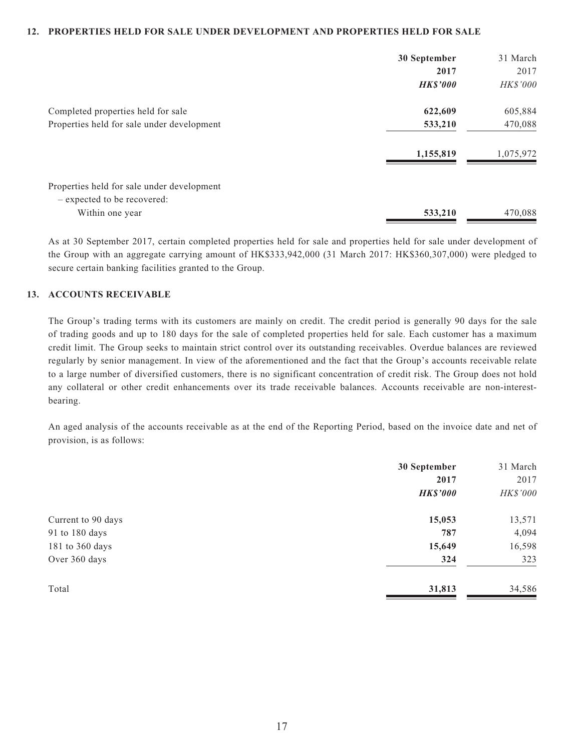## 12. PROPERTIES HELD FOR SALE UNDER DEVELOPMENT AND PROPERTIES HELD FOR SALE

| | 30 September 2017 HK$'000 | 31 March 2017 HK$'000 |
|---|---|---|
| Completed properties held for sale | **622,609** | 605,884 |
| Properties held for sale under development | **533,210** | 470,088 |
| | **1,155,819** | 1,075,972 |
| Properties held for sale under development – expected to be recovered: | | |
| Within one year | **533,210** | 470,088 |

As at 30 September 2017, certain completed properties held for sale and properties held for sale under development of the Group with an aggregate carrying amount of HK$333,942,000 (31 March 2017: HK$360,307,000) were pledged to secure certain banking facilities granted to the Group.

## 13. ACCOUNTS RECEIVABLE

The Group's trading terms with its customers are mainly on credit. The credit period is generally 90 days for the sale of trading goods and up to 180 days for the sale of completed properties held for sale. Each customer has a maximum credit limit. The Group seeks to maintain strict control over its outstanding receivables. Overdue balances are reviewed regularly by senior management. In view of the aforementioned and the fact that the Group's accounts receivable relate to a large number of diversified customers, there is no significant concentration of credit risk. The Group does not hold any collateral or other credit enhancements over its trade receivable balances. Accounts receivable are non-interest-bearing.

An aged analysis of the accounts receivable as at the end of the Reporting Period, based on the invoice date and net of provision, is as follows:

| | 30 September 2017 HK$'000 | 31 March 2017 HK$'000 |
|---|---|---|
| Current to 90 days | **15,053** | 13,571 |
| 91 to 180 days | **787** | 4,094 |
| 181 to 360 days | **15,649** | 16,598 |
| Over 360 days | **324** | 323 |
| Total | **31,813** | 34,586 |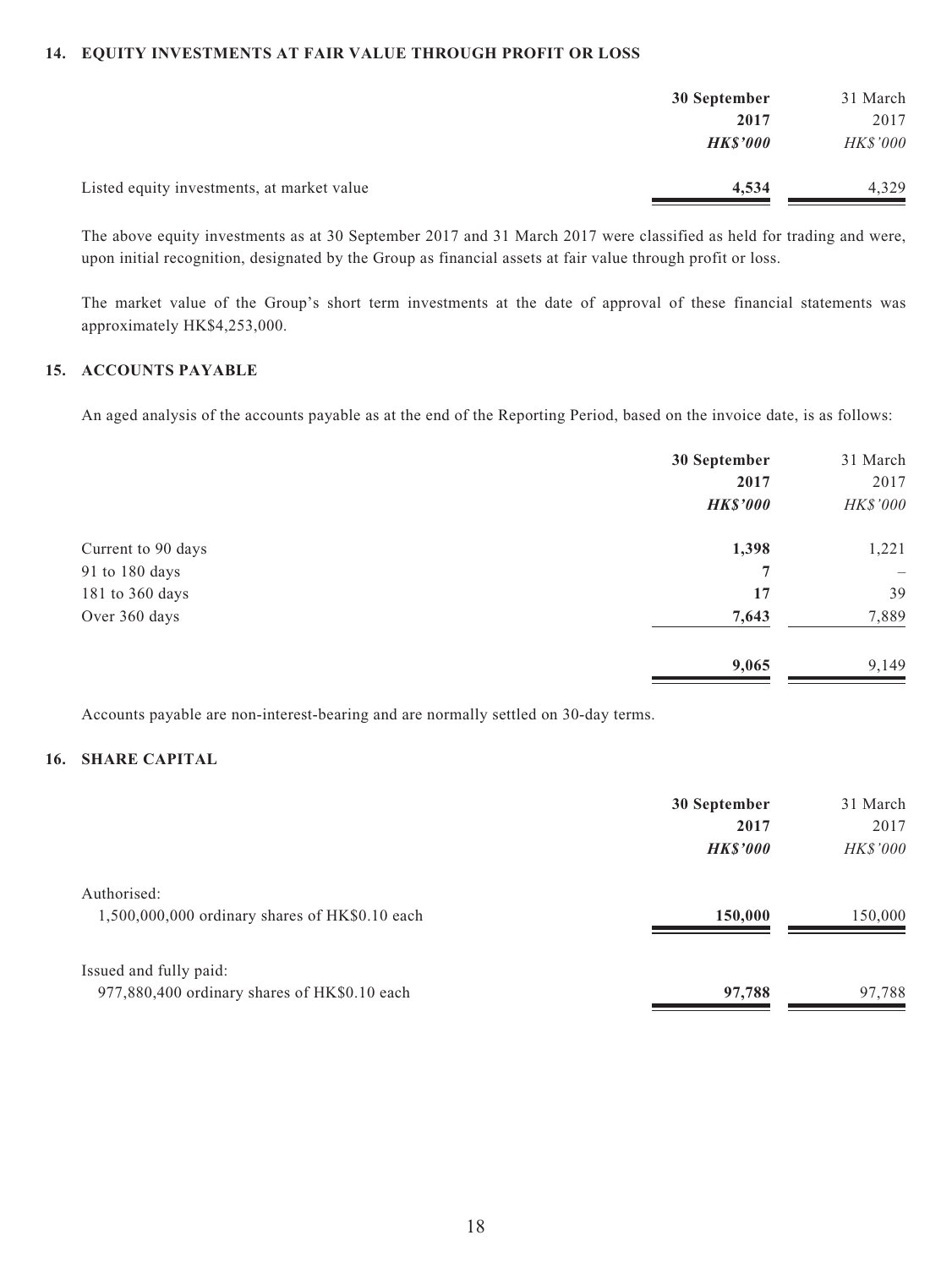## 14. EQUITY INVESTMENTS AT FAIR VALUE THROUGH PROFIT OR LOSS

| | 30 September 2017 | 31 March 2017 |
|---|---|---|
| | ***HK\$'000*** | *HK\$'000* |
| Listed equity investments, at market value | **4,534** | 4,329 |

The above equity investments as at 30 September 2017 and 31 March 2017 were classified as held for trading and were, upon initial recognition, designated by the Group as financial assets at fair value through profit or loss.

The market value of the Group's short term investments at the date of approval of these financial statements was approximately HK$4,253,000.

## 15. ACCOUNTS PAYABLE

An aged analysis of the accounts payable as at the end of the Reporting Period, based on the invoice date, is as follows:

| | 30 September 2017 | 31 March 2017 |
|---|---|---|
| | ***HK\$'000*** | *HK\$'000* |
| Current to 90 days | **1,398** | 1,221 |
| 91 to 180 days | **7** | – |
| 181 to 360 days | **17** | 39 |
| Over 360 days | **7,643** | 7,889 |
| | **9,065** | 9,149 |

Accounts payable are non-interest-bearing and are normally settled on 30-day terms.

## 16. SHARE CAPITAL

| | 30 September 2017 | 31 March 2017 |
|---|---|---|
| | ***HK\$'000*** | *HK\$'000* |
| Authorised: | | |
| 1,500,000,000 ordinary shares of HK$0.10 each | **150,000** | 150,000 |
| Issued and fully paid: | | |
| 977,880,400 ordinary shares of HK$0.10 each | **97,788** | 97,788 |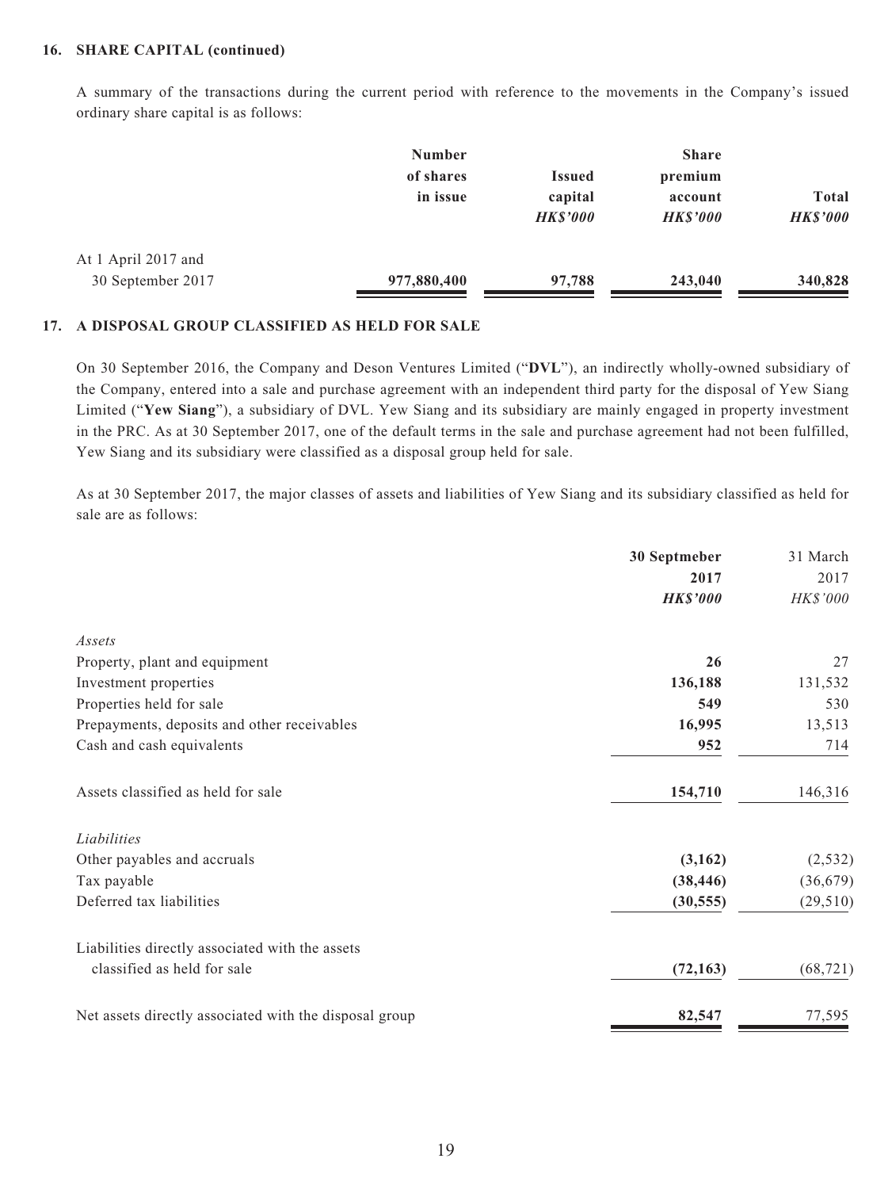**16. SHARE CAPITAL (continued)**

A summary of the transactions during the current period with reference to the movements in the Company's issued ordinary share capital is as follows:

| | Number of shares in issue | Issued capital *HK$'000* | Share premium account *HK$'000* | Total *HK$'000* |
|---|---|---|---|---|
| At 1 April 2017 and 30 September 2017 | **977,880,400** | **97,788** | **243,040** | **340,828** |

**17. A DISPOSAL GROUP CLASSIFIED AS HELD FOR SALE**

On 30 September 2016, the Company and Deson Ventures Limited ("**DVL**"), an indirectly wholly-owned subsidiary of the Company, entered into a sale and purchase agreement with an independent third party for the disposal of Yew Siang Limited ("**Yew Siang**"), a subsidiary of DVL. Yew Siang and its subsidiary are mainly engaged in property investment in the PRC. As at 30 September 2017, one of the default terms in the sale and purchase agreement had not been fulfilled, Yew Siang and its subsidiary were classified as a disposal group held for sale.

As at 30 September 2017, the major classes of assets and liabilities of Yew Siang and its subsidiary classified as held for sale are as follows:

| | 30 Septmeber 2017 *HK$'000* | 31 March 2017 *HK$'000* |
|---|---|---|
| *Assets* | | |
| Property, plant and equipment | **26** | 27 |
| Investment properties | **136,188** | 131,532 |
| Properties held for sale | **549** | 530 |
| Prepayments, deposits and other receivables | **16,995** | 13,513 |
| Cash and cash equivalents | **952** | 714 |
| Assets classified as held for sale | **154,710** | 146,316 |
| *Liabilities* | | |
| Other payables and accruals | **(3,162)** | (2,532) |
| Tax payable | **(38,446)** | (36,679) |
| Deferred tax liabilities | **(30,555)** | (29,510) |
| Liabilities directly associated with the assets classified as held for sale | **(72,163)** | (68,721) |
| Net assets directly associated with the disposal group | **82,547** | 77,595 |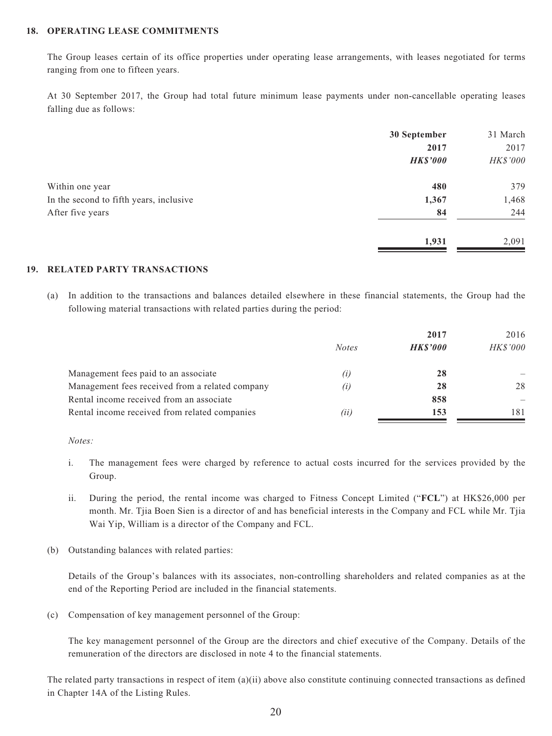## 18. OPERATING LEASE COMMITMENTS

The Group leases certain of its office properties under operating lease arrangements, with leases negotiated for terms ranging from one to fifteen years.

At 30 September 2017, the Group had total future minimum lease payments under non-cancellable operating leases falling due as follows:

| | **30 September 2017** | 31 March 2017 |
|---|---|---|
| | ***HK$'000*** | *HK$'000* |
| Within one year | **480** | 379 |
| In the second to fifth years, inclusive | **1,367** | 1,468 |
| After five years | **84** | 244 |
| | **1,931** | 2,091 |

## 19. RELATED PARTY TRANSACTIONS

(a) In addition to the transactions and balances detailed elsewhere in these financial statements, the Group had the following material transactions with related parties during the period:

| | *Notes* | **2017** ***HK$'000*** | 2016 *HK$'000* |
|---|---|---|---|
| Management fees paid to an associate | *(i)* | **28** | – |
| Management fees received from a related company | *(i)* | **28** | 28 |
| Rental income received from an associate | | **858** | – |
| Rental income received from related companies | *(ii)* | **153** | 181 |

*Notes:*

i. The management fees were charged by reference to actual costs incurred for the services provided by the Group.

ii. During the period, the rental income was charged to Fitness Concept Limited ("**FCL**") at HK$26,000 per month. Mr. Tjia Boen Sien is a director of and has beneficial interests in the Company and FCL while Mr. Tjia Wai Yip, William is a director of the Company and FCL.

(b) Outstanding balances with related parties:

Details of the Group's balances with its associates, non-controlling shareholders and related companies as at the end of the Reporting Period are included in the financial statements.

(c) Compensation of key management personnel of the Group:

The key management personnel of the Group are the directors and chief executive of the Company. Details of the remuneration of the directors are disclosed in note 4 to the financial statements.

The related party transactions in respect of item (a)(ii) above also constitute continuing connected transactions as defined in Chapter 14A of the Listing Rules.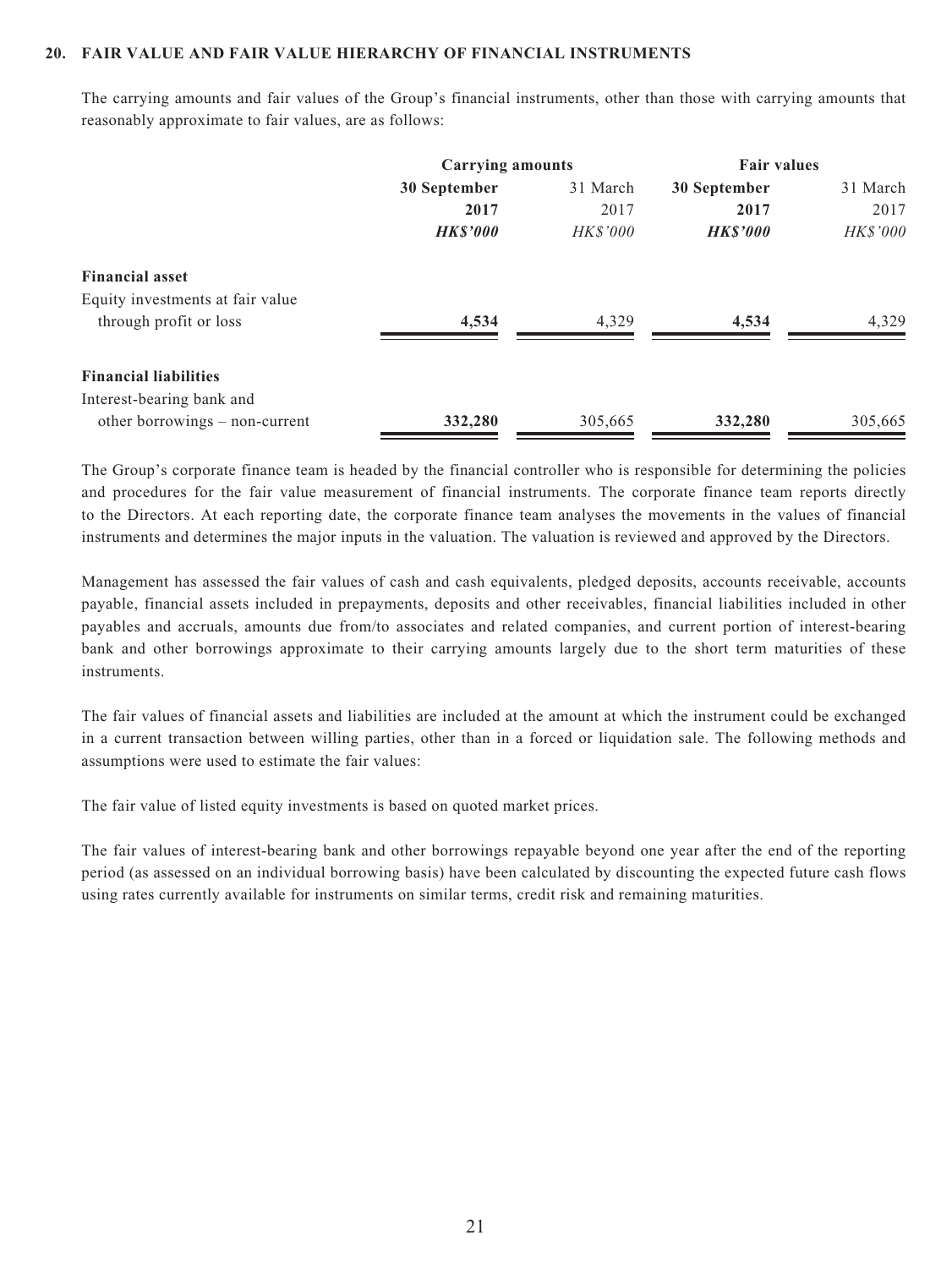## 20. FAIR VALUE AND FAIR VALUE HIERARCHY OF FINANCIAL INSTRUMENTS

The carrying amounts and fair values of the Group's financial instruments, other than those with carrying amounts that reasonably approximate to fair values, are as follows:

| | Carrying amounts | | Fair values | |
|---|---|---|---|---|
| | **30 September 2017** | 31 March 2017 | **30 September 2017** | 31 March 2017 |
| | ***HK\$'000*** | *HK\$'000* | ***HK\$'000*** | *HK\$'000* |
| **Financial asset** | | | | |
| Equity investments at fair value through profit or loss | **4,534** | 4,329 | **4,534** | 4,329 |
| **Financial liabilities** | | | | |
| Interest-bearing bank and other borrowings – non-current | **332,280** | 305,665 | **332,280** | 305,665 |

The Group's corporate finance team is headed by the financial controller who is responsible for determining the policies and procedures for the fair value measurement of financial instruments. The corporate finance team reports directly to the Directors. At each reporting date, the corporate finance team analyses the movements in the values of financial instruments and determines the major inputs in the valuation. The valuation is reviewed and approved by the Directors.

Management has assessed the fair values of cash and cash equivalents, pledged deposits, accounts receivable, accounts payable, financial assets included in prepayments, deposits and other receivables, financial liabilities included in other payables and accruals, amounts due from/to associates and related companies, and current portion of interest-bearing bank and other borrowings approximate to their carrying amounts largely due to the short term maturities of these instruments.

The fair values of financial assets and liabilities are included at the amount at which the instrument could be exchanged in a current transaction between willing parties, other than in a forced or liquidation sale. The following methods and assumptions were used to estimate the fair values:

The fair value of listed equity investments is based on quoted market prices.

The fair values of interest-bearing bank and other borrowings repayable beyond one year after the end of the reporting period (as assessed on an individual borrowing basis) have been calculated by discounting the expected future cash flows using rates currently available for instruments on similar terms, credit risk and remaining maturities.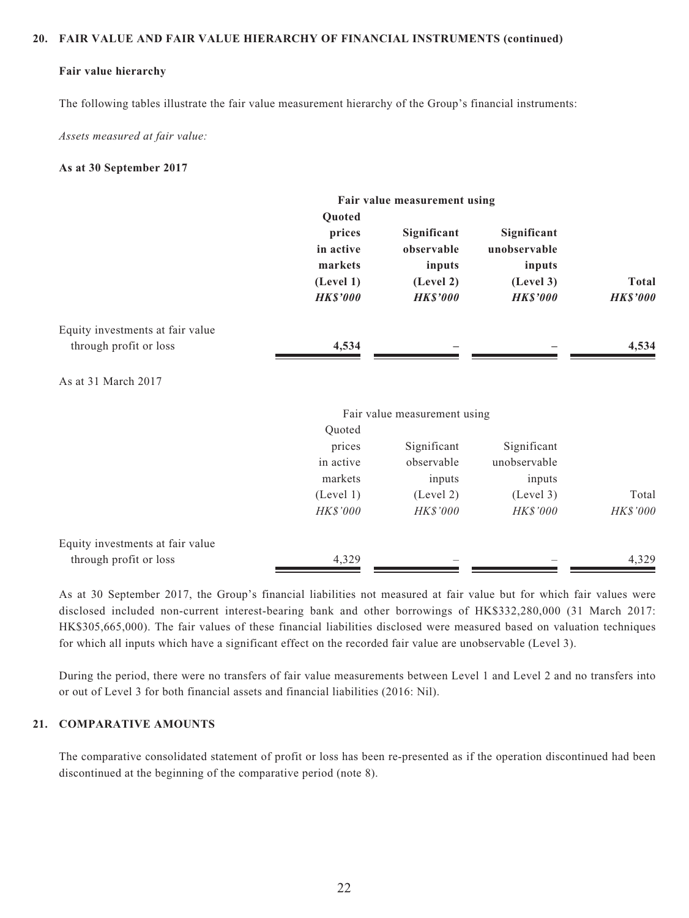## 20. FAIR VALUE AND FAIR VALUE HIERARCHY OF FINANCIAL INSTRUMENTS (continued)

### Fair value hierarchy

The following tables illustrate the fair value measurement hierarchy of the Group's financial instruments:

*Assets measured at fair value:*

**As at 30 September 2017**

| | **Fair value measurement using** | | | |
|---|---|---|---|---|
| | **Quoted prices in active markets (Level 1)** | **Significant observable inputs (Level 2)** | **Significant unobservable inputs (Level 3)** | **Total** |
| | ***HK$'000*** | ***HK$'000*** | ***HK$'000*** | ***HK$'000*** |
| Equity investments at fair value through profit or loss | **4,534** | **–** | **–** | **4,534** |

As at 31 March 2017

| | Fair value measurement using | | | |
|---|---|---|---|---|
| | Quoted prices in active markets (Level 1) | Significant observable inputs (Level 2) | Significant unobservable inputs (Level 3) | Total |
| | *HK$'000* | *HK$'000* | *HK$'000* | *HK$'000* |
| Equity investments at fair value through profit or loss | 4,329 | – | – | 4,329 |

As at 30 September 2017, the Group's financial liabilities not measured at fair value but for which fair values were disclosed included non-current interest-bearing bank and other borrowings of HK$332,280,000 (31 March 2017: HK$305,665,000). The fair values of these financial liabilities disclosed were measured based on valuation techniques for which all inputs which have a significant effect on the recorded fair value are unobservable (Level 3).

During the period, there were no transfers of fair value measurements between Level 1 and Level 2 and no transfers into or out of Level 3 for both financial assets and financial liabilities (2016: Nil).

## 21. COMPARATIVE AMOUNTS

The comparative consolidated statement of profit or loss has been re-presented as if the operation discontinued had been discontinued at the beginning of the comparative period (note 8).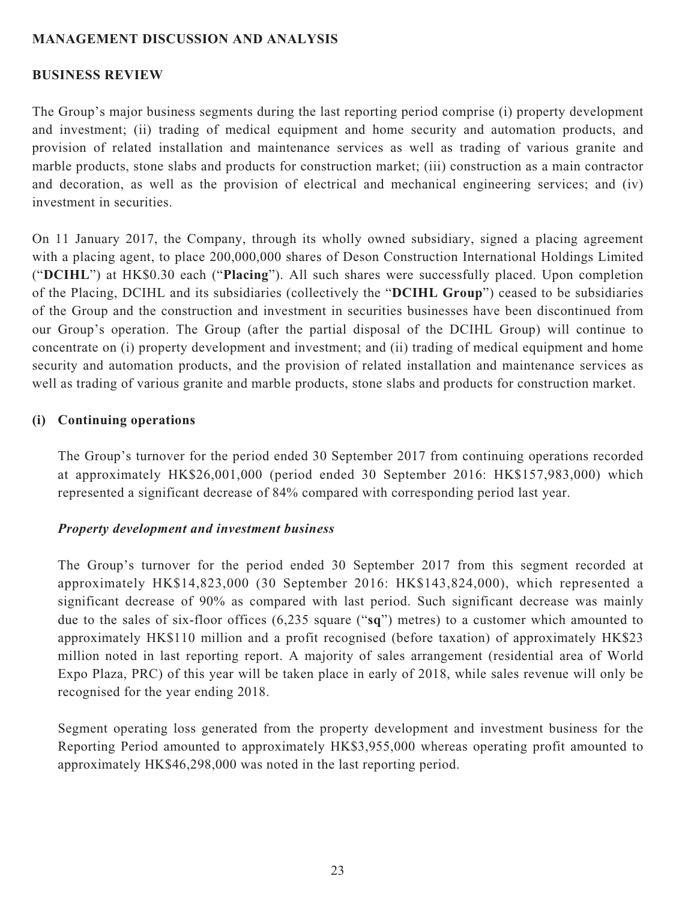## MANAGEMENT DISCUSSION AND ANALYSIS

### BUSINESS REVIEW

The Group's major business segments during the last reporting period comprise (i) property development and investment; (ii) trading of medical equipment and home security and automation products, and provision of related installation and maintenance services as well as trading of various granite and marble products, stone slabs and products for construction market; (iii) construction as a main contractor and decoration, as well as the provision of electrical and mechanical engineering services; and (iv) investment in securities.

On 11 January 2017, the Company, through its wholly owned subsidiary, signed a placing agreement with a placing agent, to place 200,000,000 shares of Deson Construction International Holdings Limited ("**DCIHL**") at HK$0.30 each ("**Placing**"). All such shares were successfully placed. Upon completion of the Placing, DCIHL and its subsidiaries (collectively the "**DCIHL Group**") ceased to be subsidiaries of the Group and the construction and investment in securities businesses have been discontinued from our Group's operation. The Group (after the partial disposal of the DCIHL Group) will continue to concentrate on (i) property development and investment; and (ii) trading of medical equipment and home security and automation products, and the provision of related installation and maintenance services as well as trading of various granite and marble products, stone slabs and products for construction market.

### (i) Continuing operations

The Group's turnover for the period ended 30 September 2017 from continuing operations recorded at approximately HK$26,001,000 (period ended 30 September 2016: HK$157,983,000) which represented a significant decrease of 84% compared with corresponding period last year.

***Property development and investment business***

The Group's turnover for the period ended 30 September 2017 from this segment recorded at approximately HK$14,823,000 (30 September 2016: HK$143,824,000), which represented a significant decrease of 90% as compared with last period. Such significant decrease was mainly due to the sales of six-floor offices (6,235 square ("**sq**") metres) to a customer which amounted to approximately HK$110 million and a profit recognised (before taxation) of approximately HK$23 million noted in last reporting report. A majority of sales arrangement (residential area of World Expo Plaza, PRC) of this year will be taken place in early of 2018, while sales revenue will only be recognised for the year ending 2018.

Segment operating loss generated from the property development and investment business for the Reporting Period amounted to approximately HK$3,955,000 whereas operating profit amounted to approximately HK$46,298,000 was noted in the last reporting period.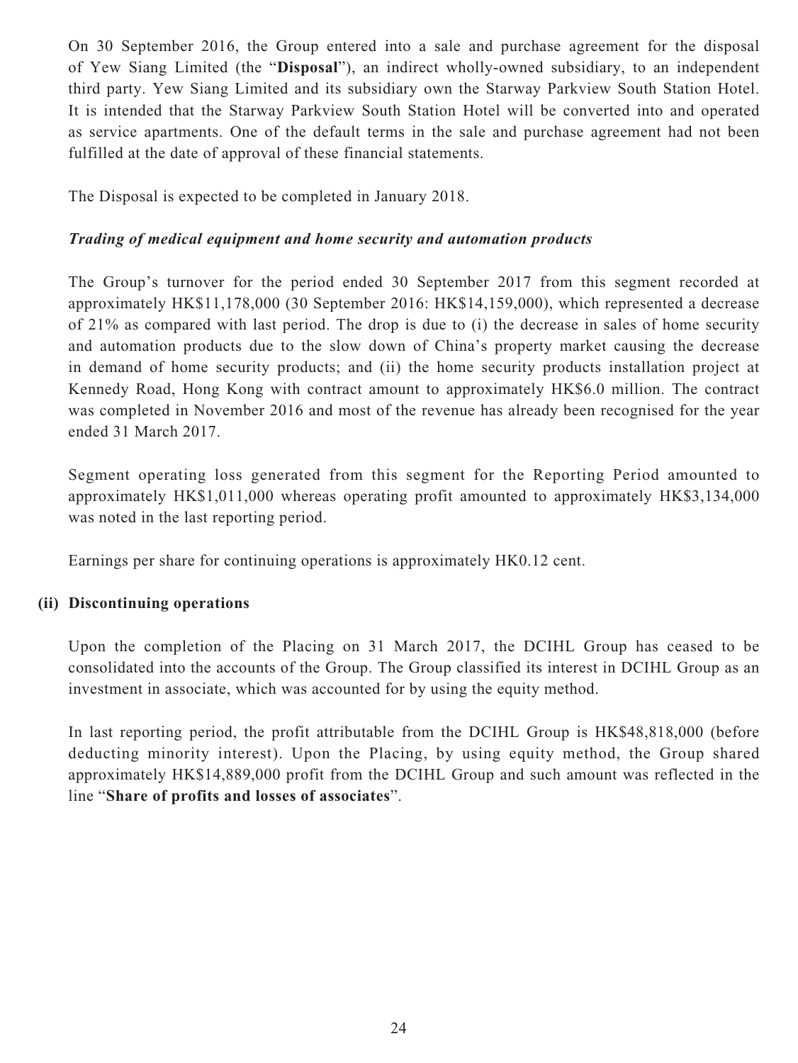On 30 September 2016, the Group entered into a sale and purchase agreement for the disposal of Yew Siang Limited (the "**Disposal**"), an indirect wholly-owned subsidiary, to an independent third party. Yew Siang Limited and its subsidiary own the Starway Parkview South Station Hotel. It is intended that the Starway Parkview South Station Hotel will be converted into and operated as service apartments. One of the default terms in the sale and purchase agreement had not been fulfilled at the date of approval of these financial statements.

The Disposal is expected to be completed in January 2018.

***Trading of medical equipment and home security and automation products***

The Group's turnover for the period ended 30 September 2017 from this segment recorded at approximately HK$11,178,000 (30 September 2016: HK$14,159,000), which represented a decrease of 21% as compared with last period. The drop is due to (i) the decrease in sales of home security and automation products due to the slow down of China's property market causing the decrease in demand of home security products; and (ii) the home security products installation project at Kennedy Road, Hong Kong with contract amount to approximately HK$6.0 million. The contract was completed in November 2016 and most of the revenue has already been recognised for the year ended 31 March 2017.

Segment operating loss generated from this segment for the Reporting Period amounted to approximately HK$1,011,000 whereas operating profit amounted to approximately HK$3,134,000 was noted in the last reporting period.

Earnings per share for continuing operations is approximately HK0.12 cent.

**(ii) Discontinuing operations**

Upon the completion of the Placing on 31 March 2017, the DCIHL Group has ceased to be consolidated into the accounts of the Group. The Group classified its interest in DCIHL Group as an investment in associate, which was accounted for by using the equity method.

In last reporting period, the profit attributable from the DCIHL Group is HK$48,818,000 (before deducting minority interest). Upon the Placing, by using equity method, the Group shared approximately HK$14,889,000 profit from the DCIHL Group and such amount was reflected in the line "**Share of profits and losses of associates**".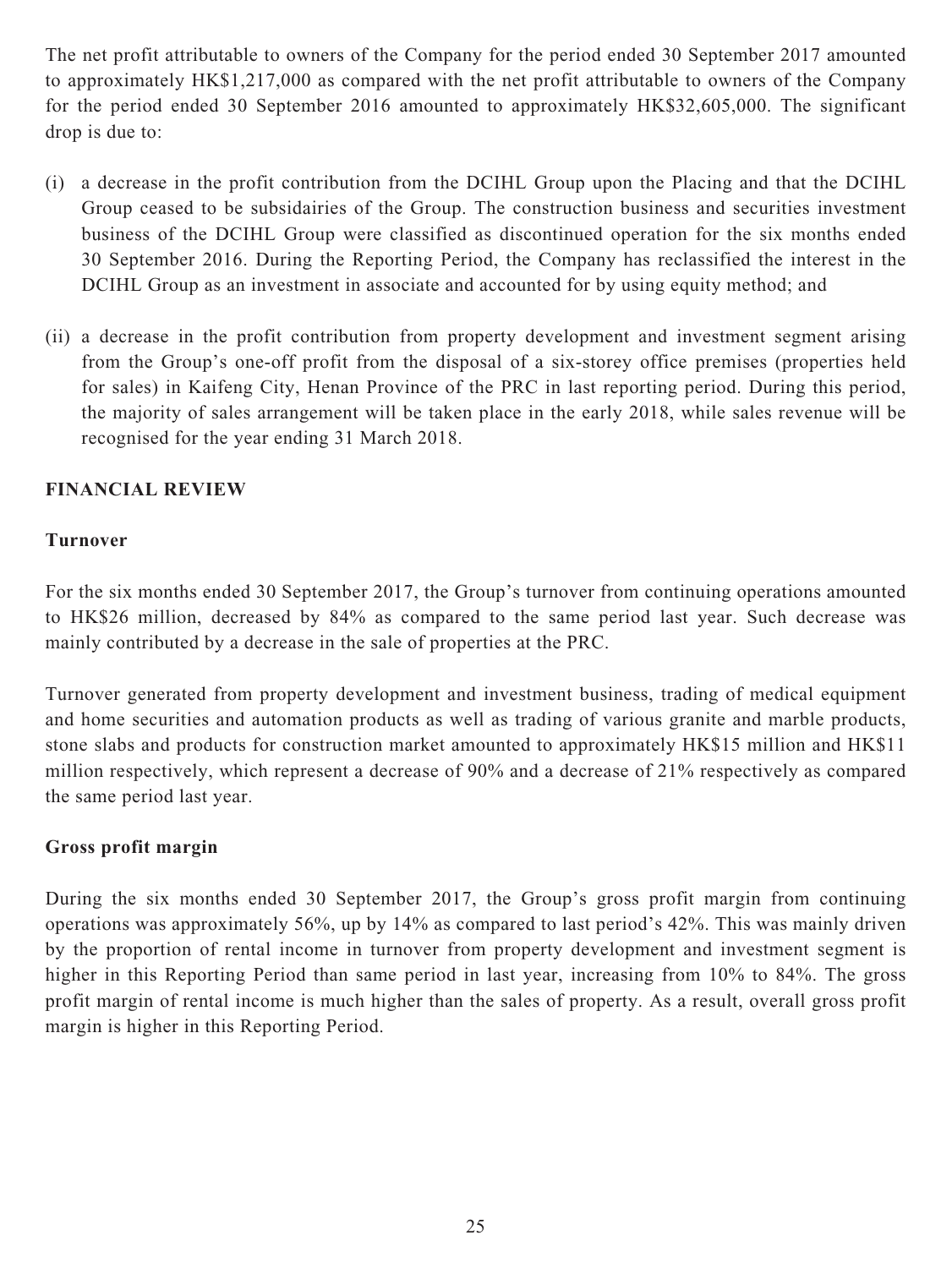The net profit attributable to owners of the Company for the period ended 30 September 2017 amounted to approximately HK$1,217,000 as compared with the net profit attributable to owners of the Company for the period ended 30 September 2016 amounted to approximately HK$32,605,000. The significant drop is due to:

(i) a decrease in the profit contribution from the DCIHL Group upon the Placing and that the DCIHL Group ceased to be subsidairies of the Group. The construction business and securities investment business of the DCIHL Group were classified as discontinued operation for the six months ended 30 September 2016. During the Reporting Period, the Company has reclassified the interest in the DCIHL Group as an investment in associate and accounted for by using equity method; and

(ii) a decrease in the profit contribution from property development and investment segment arising from the Group's one-off profit from the disposal of a six-storey office premises (properties held for sales) in Kaifeng City, Henan Province of the PRC in last reporting period. During this period, the majority of sales arrangement will be taken place in the early 2018, while sales revenue will be recognised for the year ending 31 March 2018.

## FINANCIAL REVIEW

### Turnover

For the six months ended 30 September 2017, the Group's turnover from continuing operations amounted to HK$26 million, decreased by 84% as compared to the same period last year. Such decrease was mainly contributed by a decrease in the sale of properties at the PRC.

Turnover generated from property development and investment business, trading of medical equipment and home securities and automation products as well as trading of various granite and marble products, stone slabs and products for construction market amounted to approximately HK$15 million and HK$11 million respectively, which represent a decrease of 90% and a decrease of 21% respectively as compared the same period last year.

### Gross profit margin

During the six months ended 30 September 2017, the Group's gross profit margin from continuing operations was approximately 56%, up by 14% as compared to last period's 42%. This was mainly driven by the proportion of rental income in turnover from property development and investment segment is higher in this Reporting Period than same period in last year, increasing from 10% to 84%. The gross profit margin of rental income is much higher than the sales of property. As a result, overall gross profit margin is higher in this Reporting Period.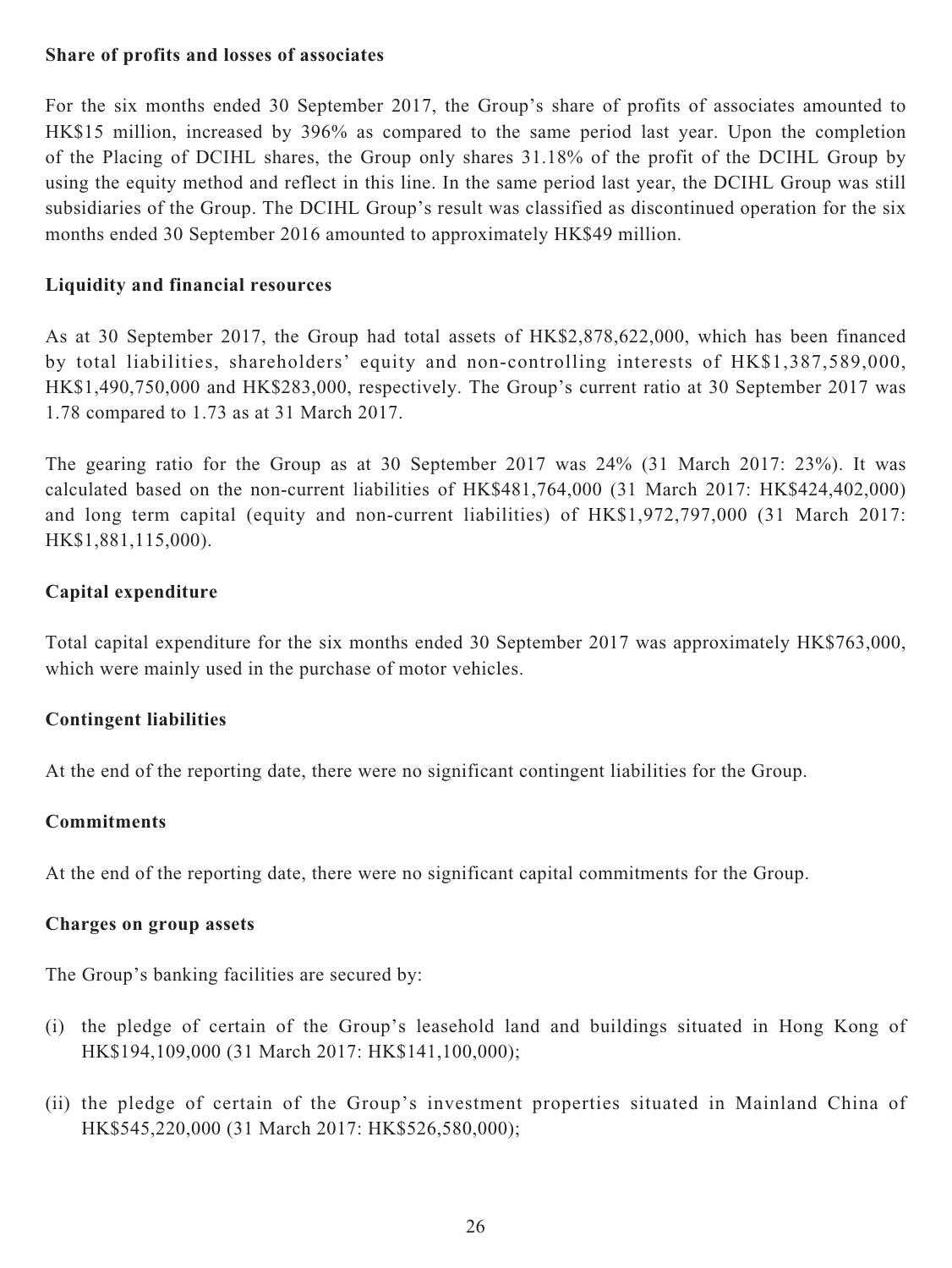**Share of profits and losses of associates**

For the six months ended 30 September 2017, the Group's share of profits of associates amounted to HK$15 million, increased by 396% as compared to the same period last year. Upon the completion of the Placing of DCIHL shares, the Group only shares 31.18% of the profit of the DCIHL Group by using the equity method and reflect in this line. In the same period last year, the DCIHL Group was still subsidiaries of the Group. The DCIHL Group's result was classified as discontinued operation for the six months ended 30 September 2016 amounted to approximately HK$49 million.

**Liquidity and financial resources**

As at 30 September 2017, the Group had total assets of HK$2,878,622,000, which has been financed by total liabilities, shareholders' equity and non-controlling interests of HK$1,387,589,000, HK$1,490,750,000 and HK$283,000, respectively. The Group's current ratio at 30 September 2017 was 1.78 compared to 1.73 as at 31 March 2017.

The gearing ratio for the Group as at 30 September 2017 was 24% (31 March 2017: 23%). It was calculated based on the non-current liabilities of HK$481,764,000 (31 March 2017: HK$424,402,000) and long term capital (equity and non-current liabilities) of HK$1,972,797,000 (31 March 2017: HK$1,881,115,000).

**Capital expenditure**

Total capital expenditure for the six months ended 30 September 2017 was approximately HK$763,000, which were mainly used in the purchase of motor vehicles.

**Contingent liabilities**

At the end of the reporting date, there were no significant contingent liabilities for the Group.

**Commitments**

At the end of the reporting date, there were no significant capital commitments for the Group.

**Charges on group assets**

The Group's banking facilities are secured by:

(i) the pledge of certain of the Group's leasehold land and buildings situated in Hong Kong of HK$194,109,000 (31 March 2017: HK$141,100,000);

(ii) the pledge of certain of the Group's investment properties situated in Mainland China of HK$545,220,000 (31 March 2017: HK$526,580,000);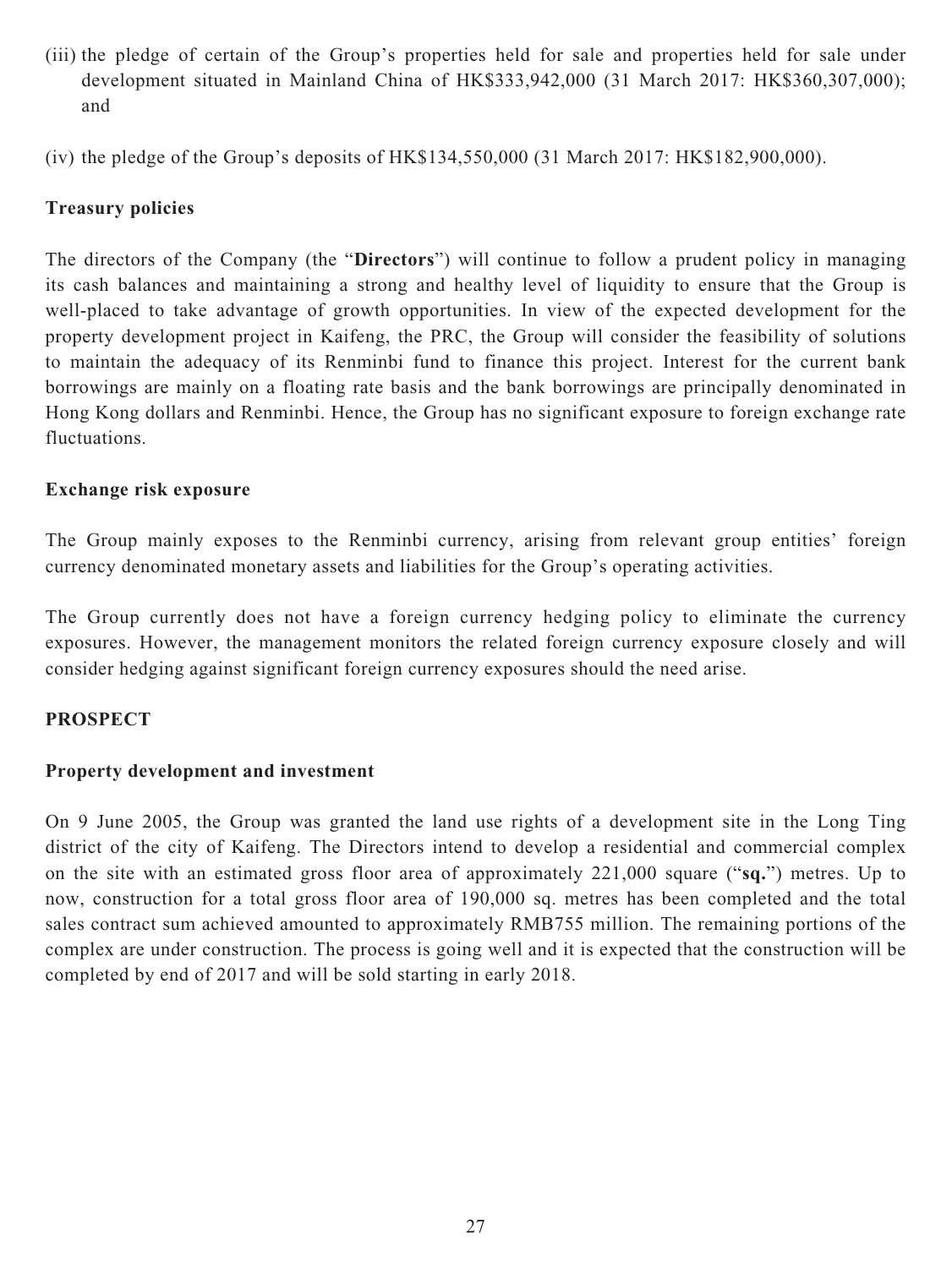(iii) the pledge of certain of the Group's properties held for sale and properties held for sale under development situated in Mainland China of HK$333,942,000 (31 March 2017: HK$360,307,000); and

(iv) the pledge of the Group's deposits of HK$134,550,000 (31 March 2017: HK$182,900,000).

**Treasury policies**

The directors of the Company (the "**Directors**") will continue to follow a prudent policy in managing its cash balances and maintaining a strong and healthy level of liquidity to ensure that the Group is well-placed to take advantage of growth opportunities. In view of the expected development for the property development project in Kaifeng, the PRC, the Group will consider the feasibility of solutions to maintain the adequacy of its Renminbi fund to finance this project. Interest for the current bank borrowings are mainly on a floating rate basis and the bank borrowings are principally denominated in Hong Kong dollars and Renminbi. Hence, the Group has no significant exposure to foreign exchange rate fluctuations.

**Exchange risk exposure**

The Group mainly exposes to the Renminbi currency, arising from relevant group entities' foreign currency denominated monetary assets and liabilities for the Group's operating activities.

The Group currently does not have a foreign currency hedging policy to eliminate the currency exposures. However, the management monitors the related foreign currency exposure closely and will consider hedging against significant foreign currency exposures should the need arise.

## PROSPECT

**Property development and investment**

On 9 June 2005, the Group was granted the land use rights of a development site in the Long Ting district of the city of Kaifeng. The Directors intend to develop a residential and commercial complex on the site with an estimated gross floor area of approximately 221,000 square ("**sq.**") metres. Up to now, construction for a total gross floor area of 190,000 sq. metres has been completed and the total sales contract sum achieved amounted to approximately RMB755 million. The remaining portions of the complex are under construction. The process is going well and it is expected that the construction will be completed by end of 2017 and will be sold starting in early 2018.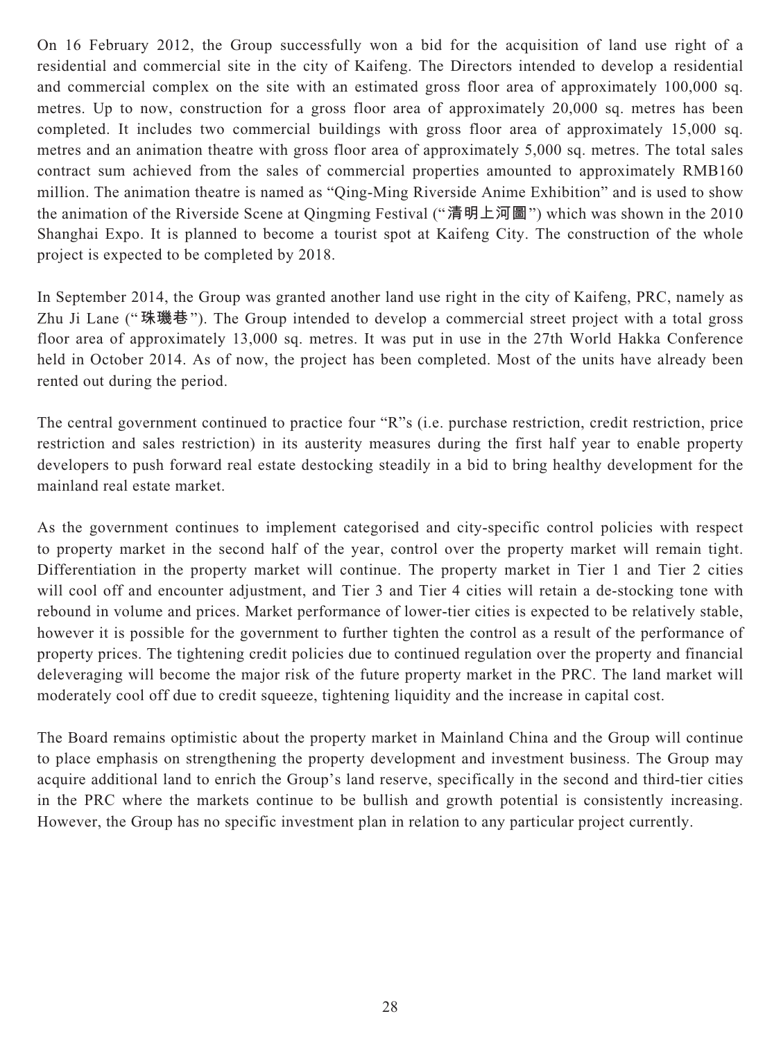On 16 February 2012, the Group successfully won a bid for the acquisition of land use right of a residential and commercial site in the city of Kaifeng. The Directors intended to develop a residential and commercial complex on the site with an estimated gross floor area of approximately 100,000 sq. metres. Up to now, construction for a gross floor area of approximately 20,000 sq. metres has been completed. It includes two commercial buildings with gross floor area of approximately 15,000 sq. metres and an animation theatre with gross floor area of approximately 5,000 sq. metres. The total sales contract sum achieved from the sales of commercial properties amounted to approximately RMB160 million. The animation theatre is named as "Qing-Ming Riverside Anime Exhibition" and is used to show the animation of the Riverside Scene at Qingming Festival ("清明上河圖") which was shown in the 2010 Shanghai Expo. It is planned to become a tourist spot at Kaifeng City. The construction of the whole project is expected to be completed by 2018.

In September 2014, the Group was granted another land use right in the city of Kaifeng, PRC, namely as Zhu Ji Lane ("珠璣巷"). The Group intended to develop a commercial street project with a total gross floor area of approximately 13,000 sq. metres. It was put in use in the 27th World Hakka Conference held in October 2014. As of now, the project has been completed. Most of the units have already been rented out during the period.

The central government continued to practice four "R"s (i.e. purchase restriction, credit restriction, price restriction and sales restriction) in its austerity measures during the first half year to enable property developers to push forward real estate destocking steadily in a bid to bring healthy development for the mainland real estate market.

As the government continues to implement categorised and city-specific control policies with respect to property market in the second half of the year, control over the property market will remain tight. Differentiation in the property market will continue. The property market in Tier 1 and Tier 2 cities will cool off and encounter adjustment, and Tier 3 and Tier 4 cities will retain a de-stocking tone with rebound in volume and prices. Market performance of lower-tier cities is expected to be relatively stable, however it is possible for the government to further tighten the control as a result of the performance of property prices. The tightening credit policies due to continued regulation over the property and financial deleveraging will become the major risk of the future property market in the PRC. The land market will moderately cool off due to credit squeeze, tightening liquidity and the increase in capital cost.

The Board remains optimistic about the property market in Mainland China and the Group will continue to place emphasis on strengthening the property development and investment business. The Group may acquire additional land to enrich the Group's land reserve, specifically in the second and third-tier cities in the PRC where the markets continue to be bullish and growth potential is consistently increasing. However, the Group has no specific investment plan in relation to any particular project currently.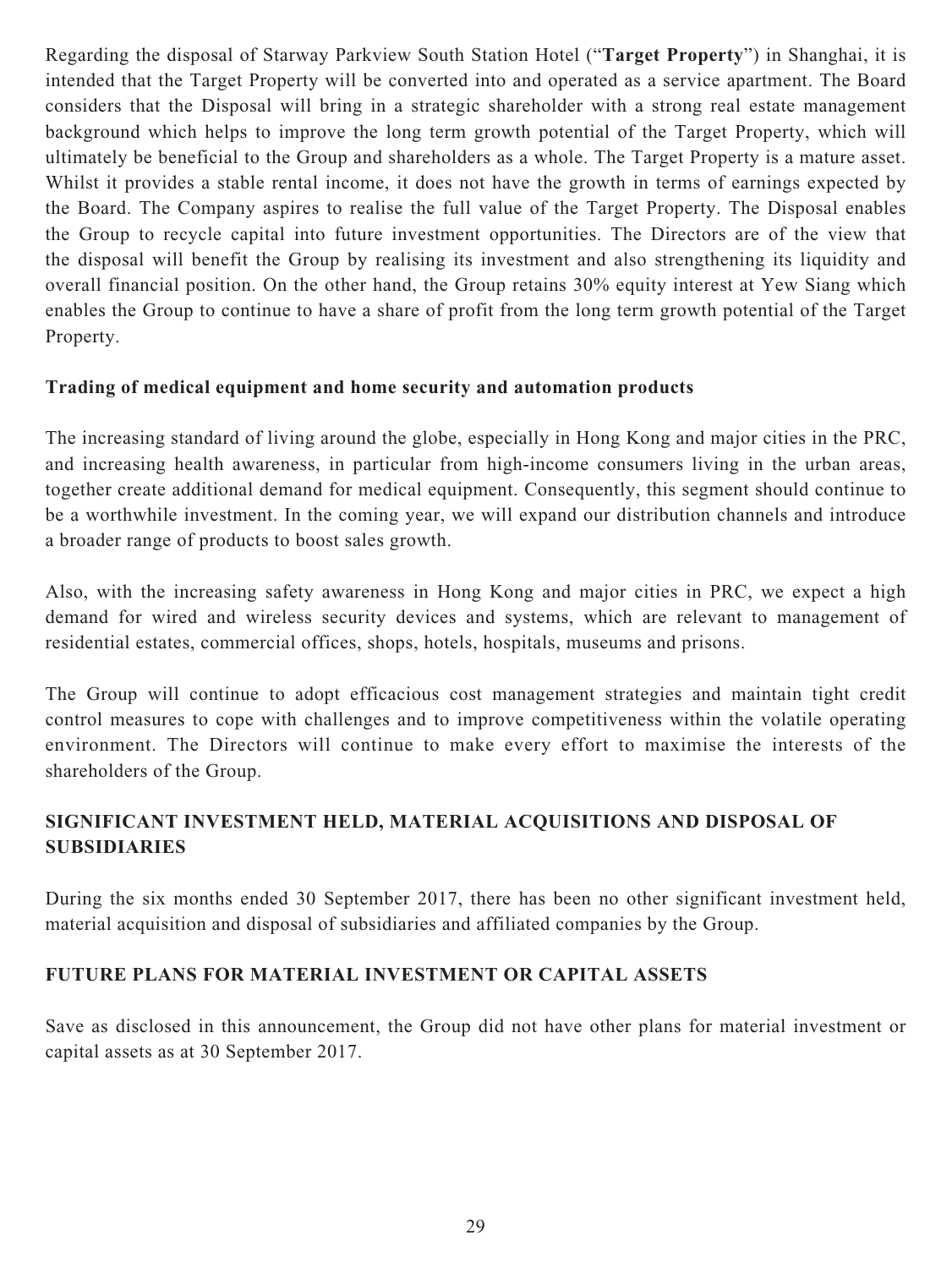Regarding the disposal of Starway Parkview South Station Hotel ("**Target Property**") in Shanghai, it is intended that the Target Property will be converted into and operated as a service apartment. The Board considers that the Disposal will bring in a strategic shareholder with a strong real estate management background which helps to improve the long term growth potential of the Target Property, which will ultimately be beneficial to the Group and shareholders as a whole. The Target Property is a mature asset. Whilst it provides a stable rental income, it does not have the growth in terms of earnings expected by the Board. The Company aspires to realise the full value of the Target Property. The Disposal enables the Group to recycle capital into future investment opportunities. The Directors are of the view that the disposal will benefit the Group by realising its investment and also strengthening its liquidity and overall financial position. On the other hand, the Group retains 30% equity interest at Yew Siang which enables the Group to continue to have a share of profit from the long term growth potential of the Target Property.

**Trading of medical equipment and home security and automation products**

The increasing standard of living around the globe, especially in Hong Kong and major cities in the PRC, and increasing health awareness, in particular from high-income consumers living in the urban areas, together create additional demand for medical equipment. Consequently, this segment should continue to be a worthwhile investment. In the coming year, we will expand our distribution channels and introduce a broader range of products to boost sales growth.

Also, with the increasing safety awareness in Hong Kong and major cities in PRC, we expect a high demand for wired and wireless security devices and systems, which are relevant to management of residential estates, commercial offices, shops, hotels, hospitals, museums and prisons.

The Group will continue to adopt efficacious cost management strategies and maintain tight credit control measures to cope with challenges and to improve competitiveness within the volatile operating environment. The Directors will continue to make every effort to maximise the interests of the shareholders of the Group.

## SIGNIFICANT INVESTMENT HELD, MATERIAL ACQUISITIONS AND DISPOSAL OF SUBSIDIARIES

During the six months ended 30 September 2017, there has been no other significant investment held, material acquisition and disposal of subsidiaries and affiliated companies by the Group.

## FUTURE PLANS FOR MATERIAL INVESTMENT OR CAPITAL ASSETS

Save as disclosed in this announcement, the Group did not have other plans for material investment or capital assets as at 30 September 2017.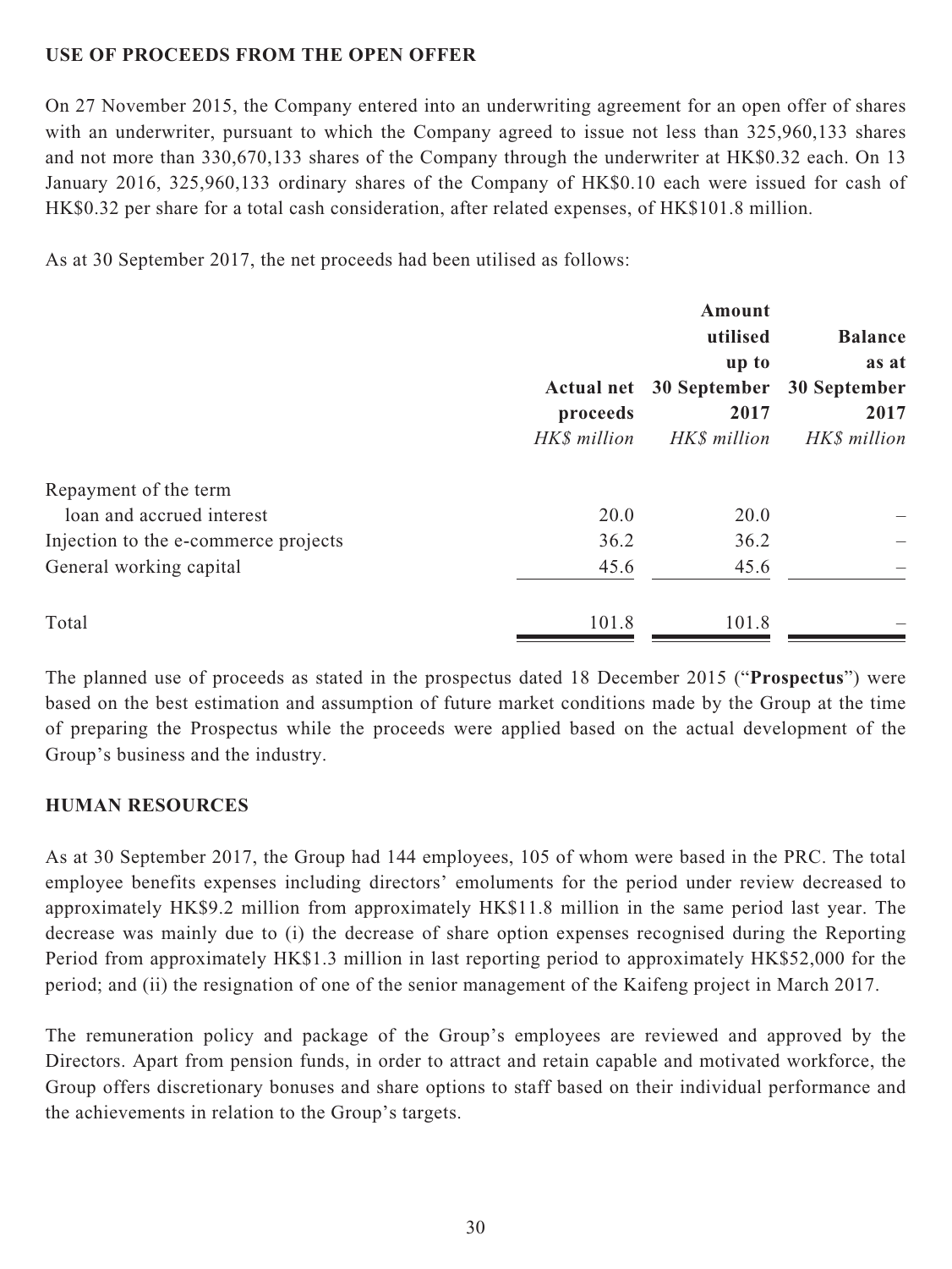## USE OF PROCEEDS FROM THE OPEN OFFER

On 27 November 2015, the Company entered into an underwriting agreement for an open offer of shares with an underwriter, pursuant to which the Company agreed to issue not less than 325,960,133 shares and not more than 330,670,133 shares of the Company through the underwriter at HK$0.32 each. On 13 January 2016, 325,960,133 ordinary shares of the Company of HK$0.10 each were issued for cash of HK$0.32 per share for a total cash consideration, after related expenses, of HK$101.8 million.

As at 30 September 2017, the net proceeds had been utilised as follows:

| | **Actual net proceeds** | **Amount utilised up to 30 September 2017** | **Balance as at 30 September 2017** |
|---|---|---|---|
| | *HK$ million* | *HK$ million* | *HK$ million* |
| Repayment of the term loan and accrued interest | 20.0 | 20.0 | – |
| Injection to the e-commerce projects | 36.2 | 36.2 | – |
| General working capital | 45.6 | 45.6 | – |
| Total | 101.8 | 101.8 | – |

The planned use of proceeds as stated in the prospectus dated 18 December 2015 ("**Prospectus**") were based on the best estimation and assumption of future market conditions made by the Group at the time of preparing the Prospectus while the proceeds were applied based on the actual development of the Group's business and the industry.

## HUMAN RESOURCES

As at 30 September 2017, the Group had 144 employees, 105 of whom were based in the PRC. The total employee benefits expenses including directors' emoluments for the period under review decreased to approximately HK$9.2 million from approximately HK$11.8 million in the same period last year. The decrease was mainly due to (i) the decrease of share option expenses recognised during the Reporting Period from approximately HK$1.3 million in last reporting period to approximately HK$52,000 for the period; and (ii) the resignation of one of the senior management of the Kaifeng project in March 2017.

The remuneration policy and package of the Group's employees are reviewed and approved by the Directors. Apart from pension funds, in order to attract and retain capable and motivated workforce, the Group offers discretionary bonuses and share options to staff based on their individual performance and the achievements in relation to the Group's targets.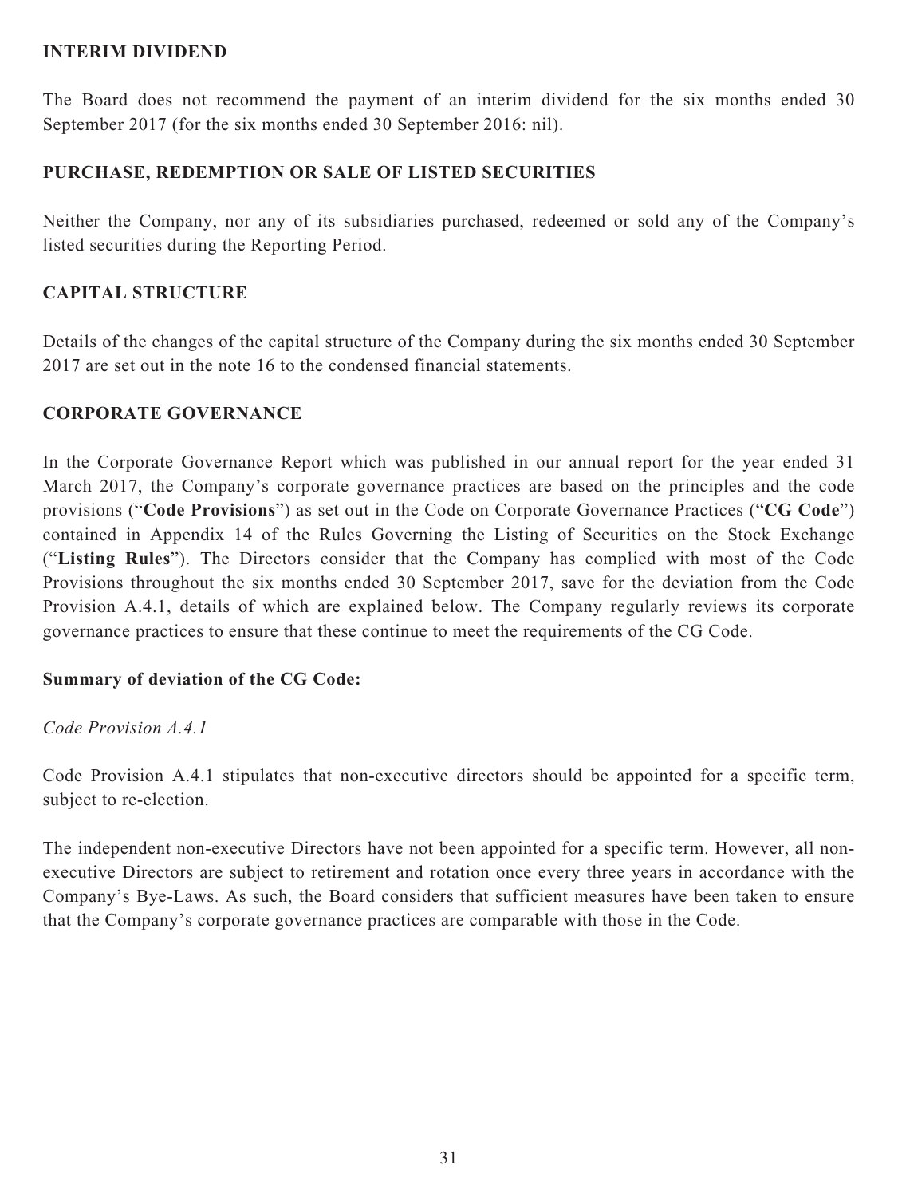## INTERIM DIVIDEND

The Board does not recommend the payment of an interim dividend for the six months ended 30 September 2017 (for the six months ended 30 September 2016: nil).

## PURCHASE, REDEMPTION OR SALE OF LISTED SECURITIES

Neither the Company, nor any of its subsidiaries purchased, redeemed or sold any of the Company's listed securities during the Reporting Period.

## CAPITAL STRUCTURE

Details of the changes of the capital structure of the Company during the six months ended 30 September 2017 are set out in the note 16 to the condensed financial statements.

## CORPORATE GOVERNANCE

In the Corporate Governance Report which was published in our annual report for the year ended 31 March 2017, the Company's corporate governance practices are based on the principles and the code provisions ("**Code Provisions**") as set out in the Code on Corporate Governance Practices ("**CG Code**") contained in Appendix 14 of the Rules Governing the Listing of Securities on the Stock Exchange ("**Listing Rules**"). The Directors consider that the Company has complied with most of the Code Provisions throughout the six months ended 30 September 2017, save for the deviation from the Code Provision A.4.1, details of which are explained below. The Company regularly reviews its corporate governance practices to ensure that these continue to meet the requirements of the CG Code.

### Summary of deviation of the CG Code:

*Code Provision A.4.1*

Code Provision A.4.1 stipulates that non-executive directors should be appointed for a specific term, subject to re-election.

The independent non-executive Directors have not been appointed for a specific term. However, all non-executive Directors are subject to retirement and rotation once every three years in accordance with the Company's Bye-Laws. As such, the Board considers that sufficient measures have been taken to ensure that the Company's corporate governance practices are comparable with those in the Code.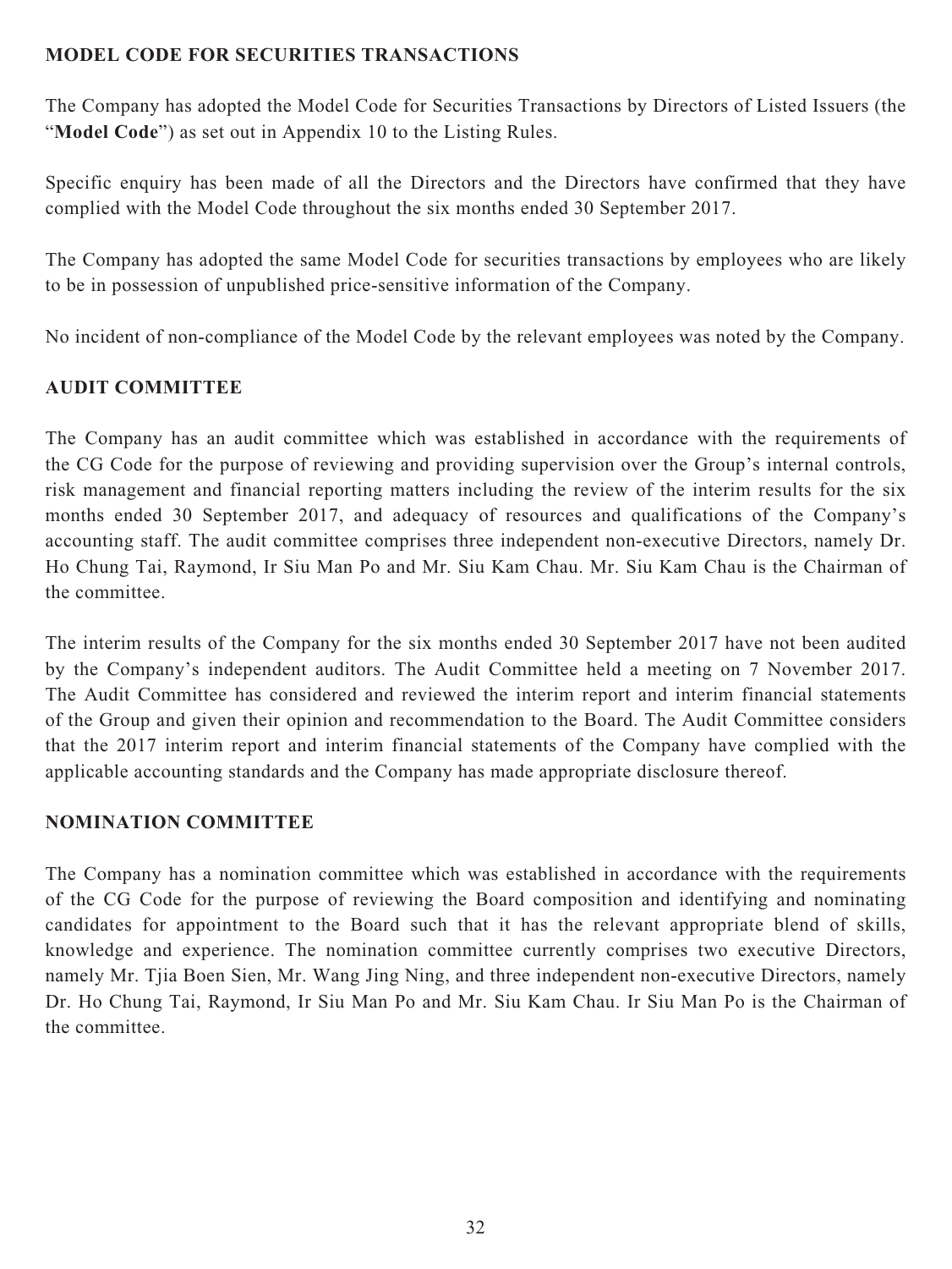## MODEL CODE FOR SECURITIES TRANSACTIONS

The Company has adopted the Model Code for Securities Transactions by Directors of Listed Issuers (the "**Model Code**") as set out in Appendix 10 to the Listing Rules.

Specific enquiry has been made of all the Directors and the Directors have confirmed that they have complied with the Model Code throughout the six months ended 30 September 2017.

The Company has adopted the same Model Code for securities transactions by employees who are likely to be in possession of unpublished price-sensitive information of the Company.

No incident of non-compliance of the Model Code by the relevant employees was noted by the Company.

## AUDIT COMMITTEE

The Company has an audit committee which was established in accordance with the requirements of the CG Code for the purpose of reviewing and providing supervision over the Group's internal controls, risk management and financial reporting matters including the review of the interim results for the six months ended 30 September 2017, and adequacy of resources and qualifications of the Company's accounting staff. The audit committee comprises three independent non-executive Directors, namely Dr. Ho Chung Tai, Raymond, Ir Siu Man Po and Mr. Siu Kam Chau. Mr. Siu Kam Chau is the Chairman of the committee.

The interim results of the Company for the six months ended 30 September 2017 have not been audited by the Company's independent auditors. The Audit Committee held a meeting on 7 November 2017. The Audit Committee has considered and reviewed the interim report and interim financial statements of the Group and given their opinion and recommendation to the Board. The Audit Committee considers that the 2017 interim report and interim financial statements of the Company have complied with the applicable accounting standards and the Company has made appropriate disclosure thereof.

## NOMINATION COMMITTEE

The Company has a nomination committee which was established in accordance with the requirements of the CG Code for the purpose of reviewing the Board composition and identifying and nominating candidates for appointment to the Board such that it has the relevant appropriate blend of skills, knowledge and experience. The nomination committee currently comprises two executive Directors, namely Mr. Tjia Boen Sien, Mr. Wang Jing Ning, and three independent non-executive Directors, namely Dr. Ho Chung Tai, Raymond, Ir Siu Man Po and Mr. Siu Kam Chau. Ir Siu Man Po is the Chairman of the committee.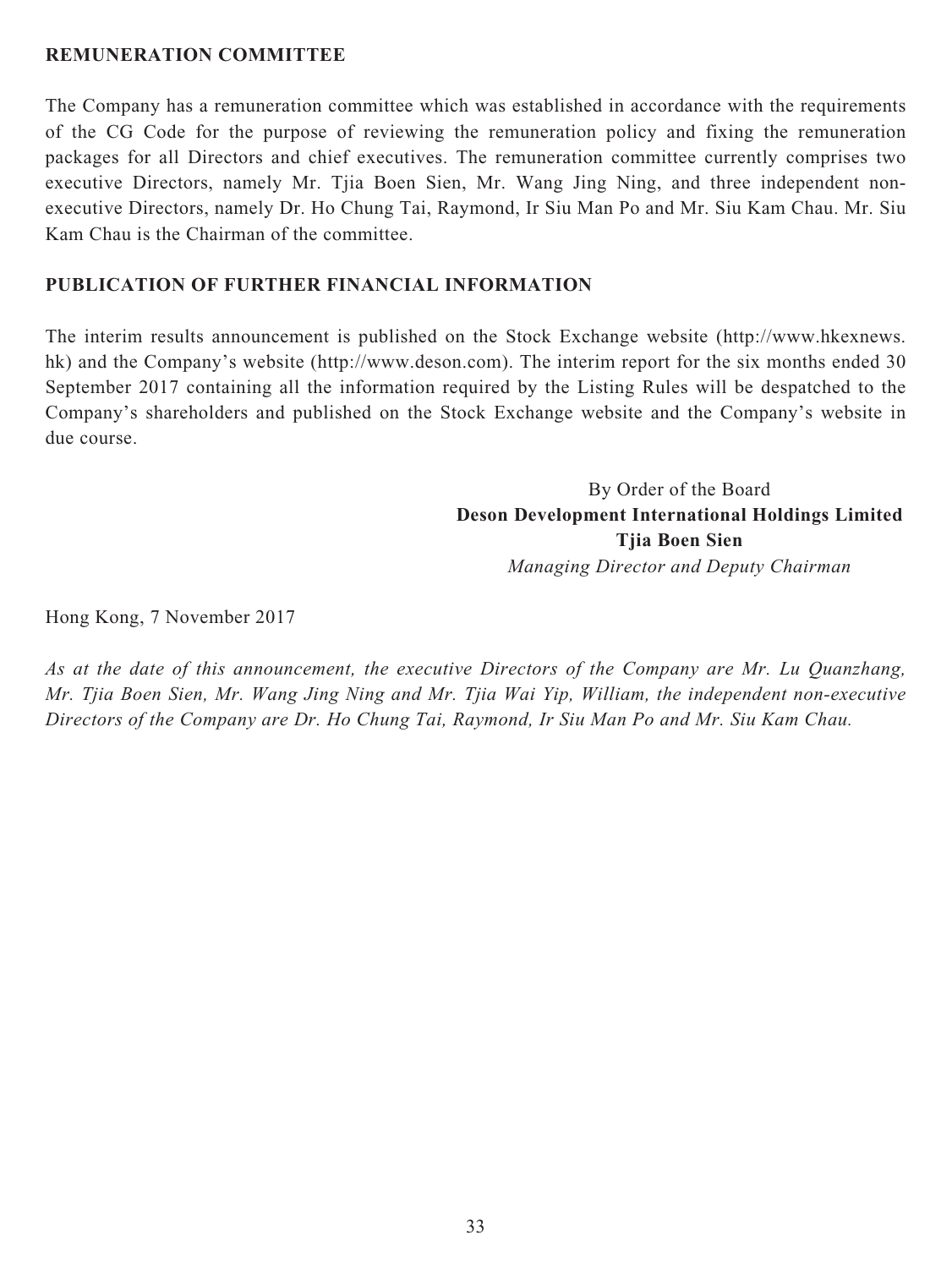## REMUNERATION COMMITTEE

The Company has a remuneration committee which was established in accordance with the requirements of the CG Code for the purpose of reviewing the remuneration policy and fixing the remuneration packages for all Directors and chief executives. The remuneration committee currently comprises two executive Directors, namely Mr. Tjia Boen Sien, Mr. Wang Jing Ning, and three independent non-executive Directors, namely Dr. Ho Chung Tai, Raymond, Ir Siu Man Po and Mr. Siu Kam Chau. Mr. Siu Kam Chau is the Chairman of the committee.

## PUBLICATION OF FURTHER FINANCIAL INFORMATION

The interim results announcement is published on the Stock Exchange website (http://www.hkexnews.hk) and the Company's website (http://www.deson.com). The interim report for the six months ended 30 September 2017 containing all the information required by the Listing Rules will be despatched to the Company's shareholders and published on the Stock Exchange website and the Company's website in due course.

By Order of the Board
**Deson Development International Holdings Limited**
**Tjia Boen Sien**
*Managing Director and Deputy Chairman*

Hong Kong, 7 November 2017

*As at the date of this announcement, the executive Directors of the Company are Mr. Lu Quanzhang, Mr. Tjia Boen Sien, Mr. Wang Jing Ning and Mr. Tjia Wai Yip, William, the independent non-executive Directors of the Company are Dr. Ho Chung Tai, Raymond, Ir Siu Man Po and Mr. Siu Kam Chau.*